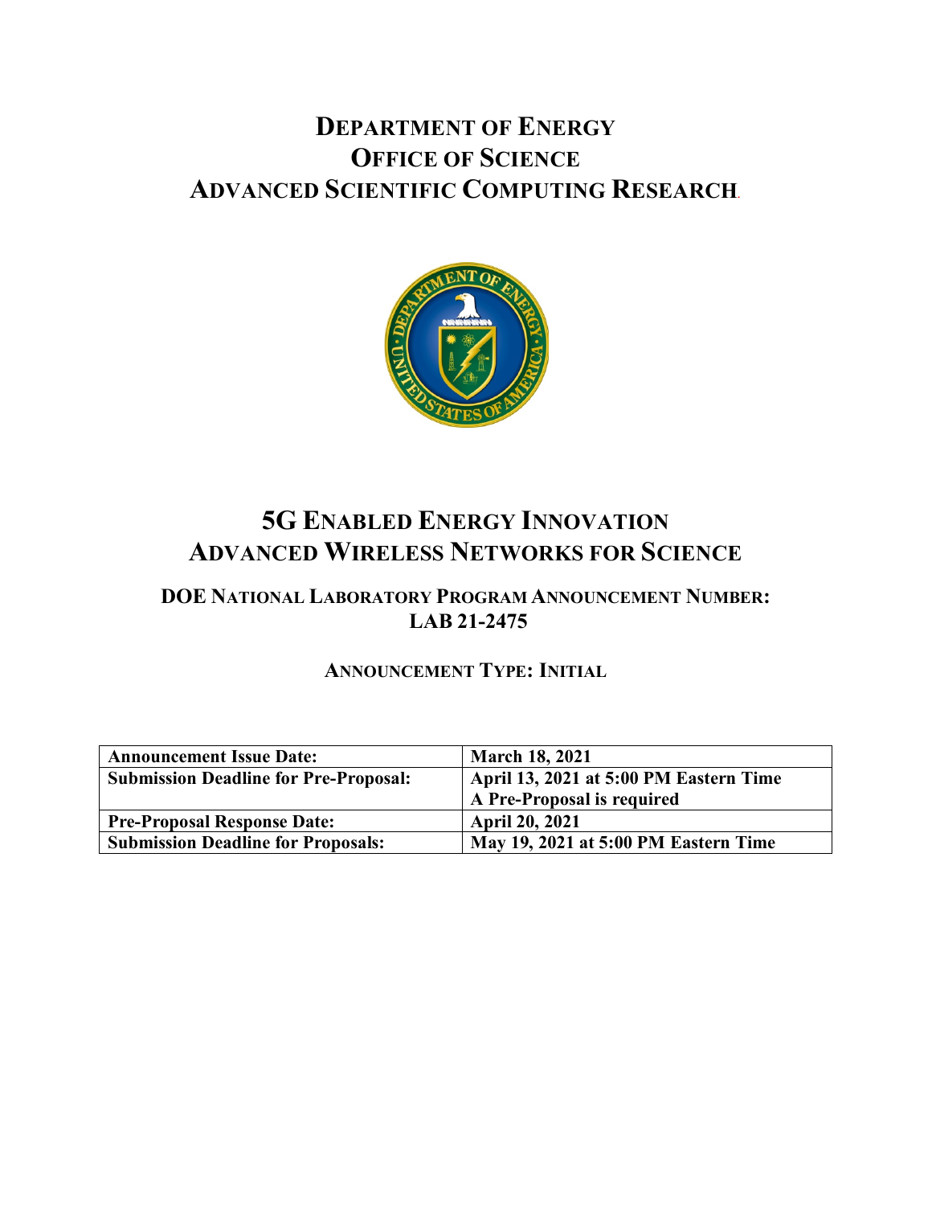# DEPARTMENT OF ENERGY
# OFFICE OF SCIENCE
# ADVANCED SCIENTIFIC COMPUTING RESEARCH

# 5G ENABLED ENERGY INNOVATION
# ADVANCED WIRELESS NETWORKS FOR SCIENCE

## DOE NATIONAL LABORATORY PROGRAM ANNOUNCEMENT NUMBER: LAB 21-2475

### ANNOUNCEMENT TYPE: INITIAL

| | |
|---|---|
| **Announcement Issue Date:** | **March 18, 2021** |
| **Submission Deadline for Pre-Proposal:** | **April 13, 2021 at 5:00 PM Eastern Time**<br>**A Pre-Proposal is required** |
| **Pre-Proposal Response Date:** | **April 20, 2021** |
| **Submission Deadline for Proposals:** | **May 19, 2021 at 5:00 PM Eastern Time** |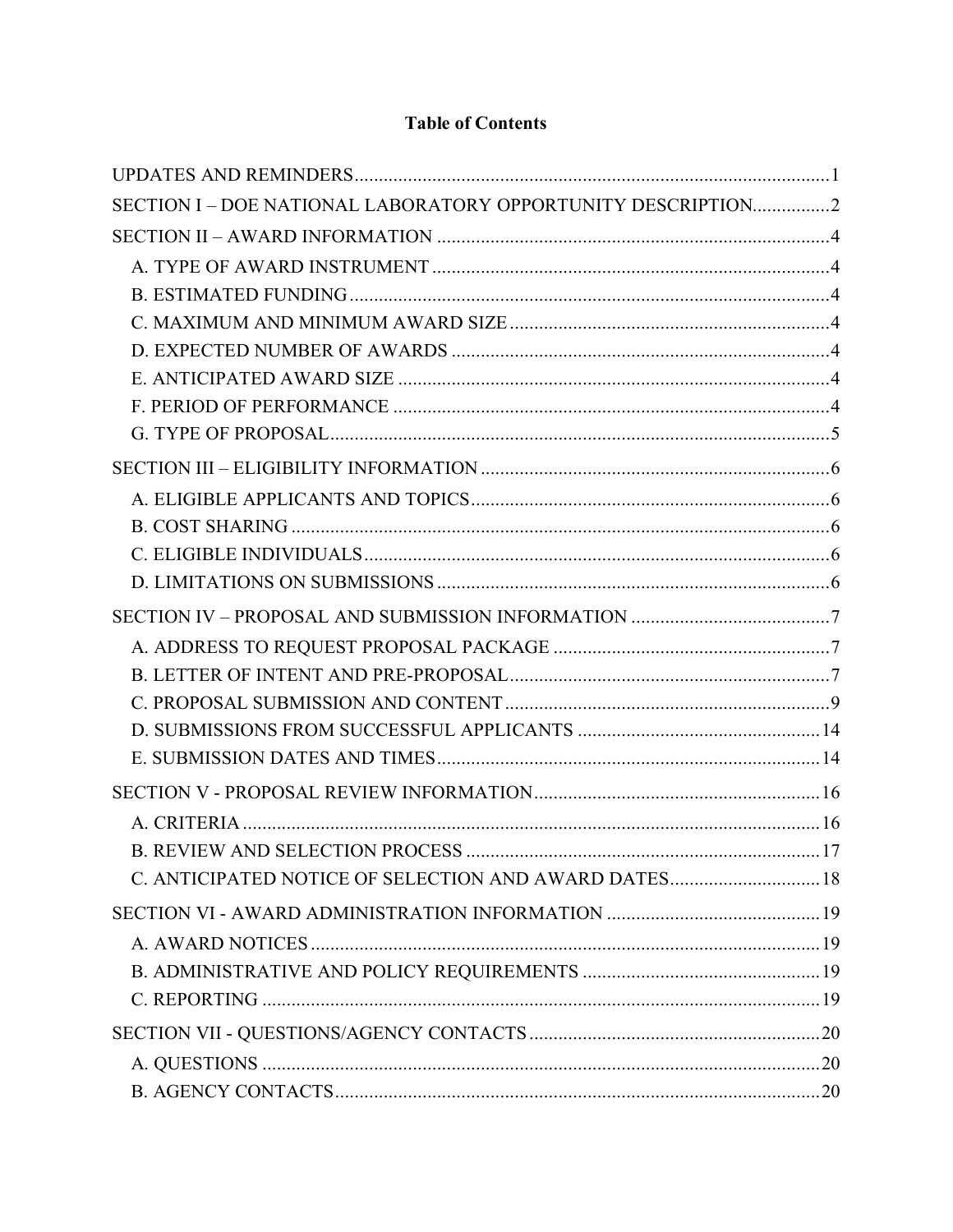# Table of Contents

UPDATES AND REMINDERS .................................................................................................1

SECTION I – DOE NATIONAL LABORATORY OPPORTUNITY DESCRIPTION................2

SECTION II – AWARD INFORMATION ..................................................................................4

- A. TYPE OF AWARD INSTRUMENT ..................................................................................4
- B. ESTIMATED FUNDING ....................................................................................................4
- C. MAXIMUM AND MINIMUM AWARD SIZE ..................................................................4
- D. EXPECTED NUMBER OF AWARDS ...............................................................................4
- E. ANTICIPATED AWARD SIZE .........................................................................................4
- F. PERIOD OF PERFORMANCE ...........................................................................................4
- G. TYPE OF PROPOSAL ........................................................................................................5

SECTION III – ELIGIBILITY INFORMATION .........................................................................6

- A. ELIGIBLE APPLICANTS AND TOPICS ...........................................................................6
- B. COST SHARING ................................................................................................................6
- C. ELIGIBLE INDIVIDUALS .................................................................................................6
- D. LIMITATIONS ON SUBMISSIONS ..................................................................................6

SECTION IV – PROPOSAL AND SUBMISSION INFORMATION ..........................................7

- A. ADDRESS TO REQUEST PROPOSAL PACKAGE ..........................................................7
- B. LETTER OF INTENT AND PRE-PROPOSAL ...................................................................7
- C. PROPOSAL SUBMISSION AND CONTENT ....................................................................9
- D. SUBMISSIONS FROM SUCCESSFUL APPLICANTS ...................................................14
- E. SUBMISSION DATES AND TIMES ................................................................................14

SECTION V - PROPOSAL REVIEW INFORMATION ............................................................16

- A. CRITERIA .........................................................................................................................16
- B. REVIEW AND SELECTION PROCESS ..........................................................................17
- C. ANTICIPATED NOTICE OF SELECTION AND AWARD DATES ................................18

SECTION VI - AWARD ADMINISTRATION INFORMATION .............................................19

- A. AWARD NOTICES ..........................................................................................................19
- B. ADMINISTRATIVE AND POLICY REQUIREMENTS ..................................................19
- C. REPORTING .....................................................................................................................19

SECTION VII - QUESTIONS/AGENCY CONTACTS .............................................................20

- A. QUESTIONS .....................................................................................................................20
- B. AGENCY CONTACTS .....................................................................................................20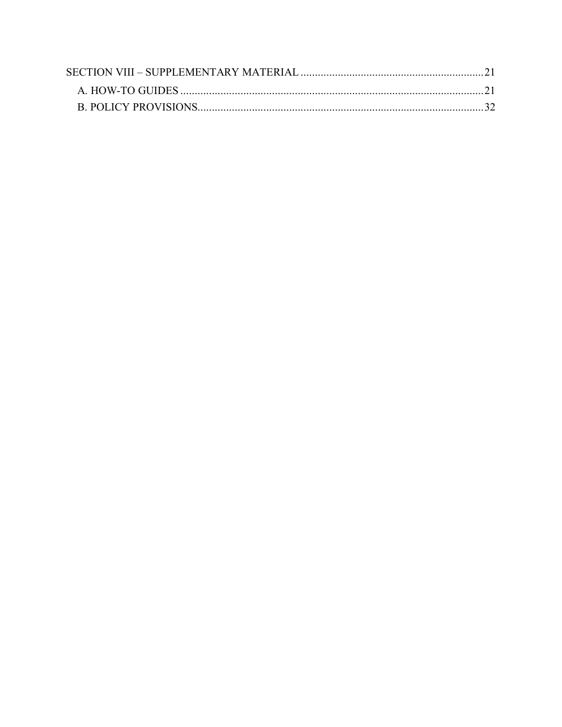SECTION VIII – SUPPLEMENTARY MATERIAL ................................................................ 21

A. HOW-TO GUIDES ......................................................................................................... 21

B. POLICY PROVISIONS.................................................................................................... 32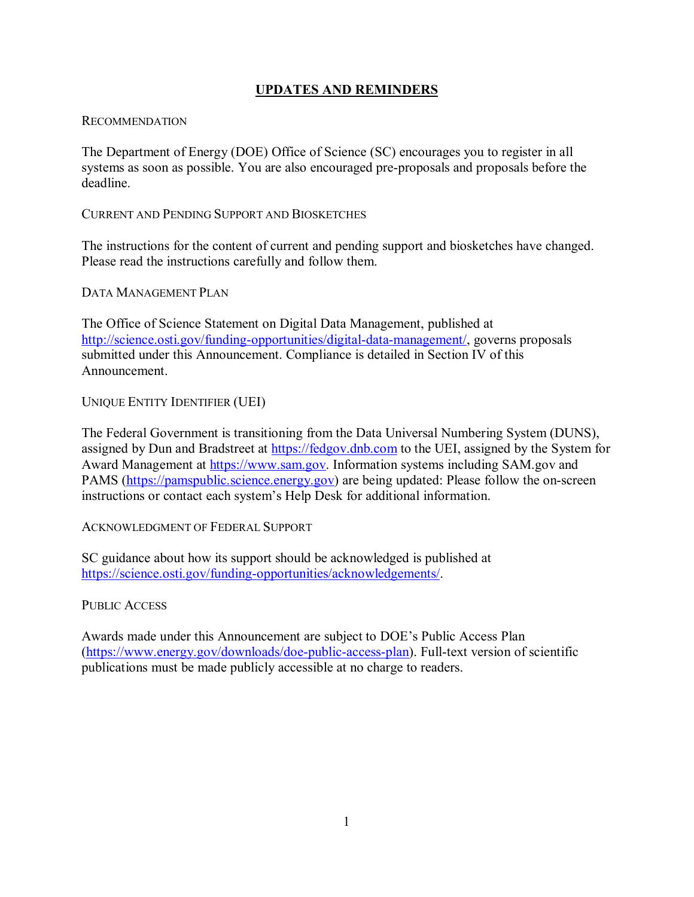# UPDATES AND REMINDERS

### RECOMMENDATION

The Department of Energy (DOE) Office of Science (SC) encourages you to register in all systems as soon as possible. You are also encouraged pre-proposals and proposals before the deadline.

### CURRENT AND PENDING SUPPORT AND BIOSKETCHES

The instructions for the content of current and pending support and biosketches have changed. Please read the instructions carefully and follow them.

### DATA MANAGEMENT PLAN

The Office of Science Statement on Digital Data Management, published at http://science.osti.gov/funding-opportunities/digital-data-management/, governs proposals submitted under this Announcement. Compliance is detailed in Section IV of this Announcement.

### UNIQUE ENTITY IDENTIFIER (UEI)

The Federal Government is transitioning from the Data Universal Numbering System (DUNS), assigned by Dun and Bradstreet at https://fedgov.dnb.com to the UEI, assigned by the System for Award Management at https://www.sam.gov. Information systems including SAM.gov and PAMS (https://pamspublic.science.energy.gov) are being updated: Please follow the on-screen instructions or contact each system's Help Desk for additional information.

### ACKNOWLEDGMENT OF FEDERAL SUPPORT

SC guidance about how its support should be acknowledged is published at https://science.osti.gov/funding-opportunities/acknowledgements/.

### PUBLIC ACCESS

Awards made under this Announcement are subject to DOE's Public Access Plan (https://www.energy.gov/downloads/doe-public-access-plan). Full-text version of scientific publications must be made publicly accessible at no charge to readers.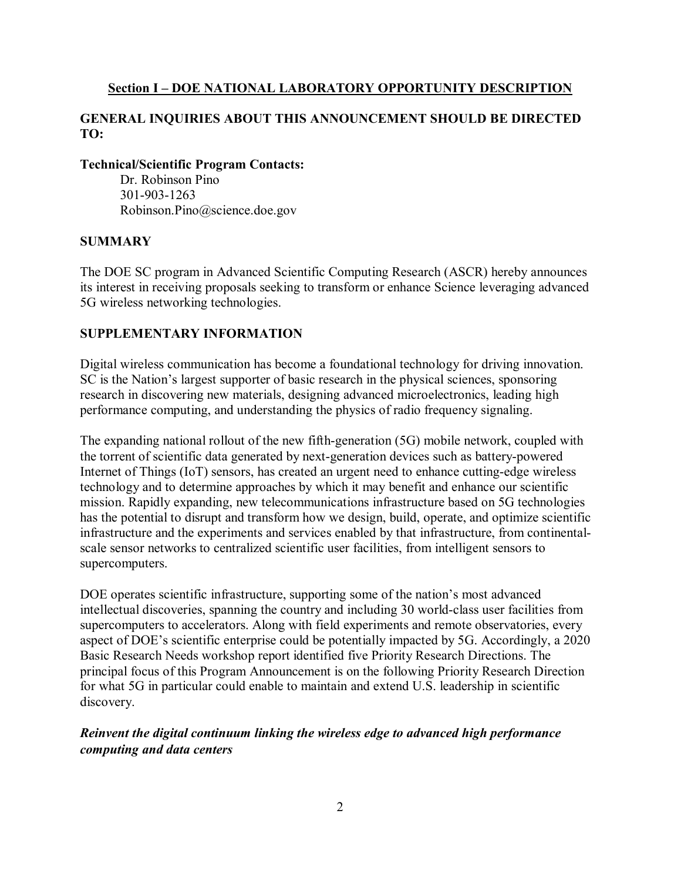## Section I – DOE NATIONAL LABORATORY OPPORTUNITY DESCRIPTION

### GENERAL INQUIRIES ABOUT THIS ANNOUNCEMENT SHOULD BE DIRECTED TO:

**Technical/Scientific Program Contacts:**

Dr. Robinson Pino
301-903-1263
Robinson.Pino@science.doe.gov

### SUMMARY

The DOE SC program in Advanced Scientific Computing Research (ASCR) hereby announces its interest in receiving proposals seeking to transform or enhance Science leveraging advanced 5G wireless networking technologies.

### SUPPLEMENTARY INFORMATION

Digital wireless communication has become a foundational technology for driving innovation. SC is the Nation's largest supporter of basic research in the physical sciences, sponsoring research in discovering new materials, designing advanced microelectronics, leading high performance computing, and understanding the physics of radio frequency signaling.

The expanding national rollout of the new fifth-generation (5G) mobile network, coupled with the torrent of scientific data generated by next-generation devices such as battery-powered Internet of Things (IoT) sensors, has created an urgent need to enhance cutting-edge wireless technology and to determine approaches by which it may benefit and enhance our scientific mission. Rapidly expanding, new telecommunications infrastructure based on 5G technologies has the potential to disrupt and transform how we design, build, operate, and optimize scientific infrastructure and the experiments and services enabled by that infrastructure, from continental-scale sensor networks to centralized scientific user facilities, from intelligent sensors to supercomputers.

DOE operates scientific infrastructure, supporting some of the nation's most advanced intellectual discoveries, spanning the country and including 30 world-class user facilities from supercomputers to accelerators. Along with field experiments and remote observatories, every aspect of DOE's scientific enterprise could be potentially impacted by 5G. Accordingly, a 2020 Basic Research Needs workshop report identified five Priority Research Directions. The principal focus of this Program Announcement is on the following Priority Research Direction for what 5G in particular could enable to maintain and extend U.S. leadership in scientific discovery.

***Reinvent the digital continuum linking the wireless edge to advanced high performance computing and data centers***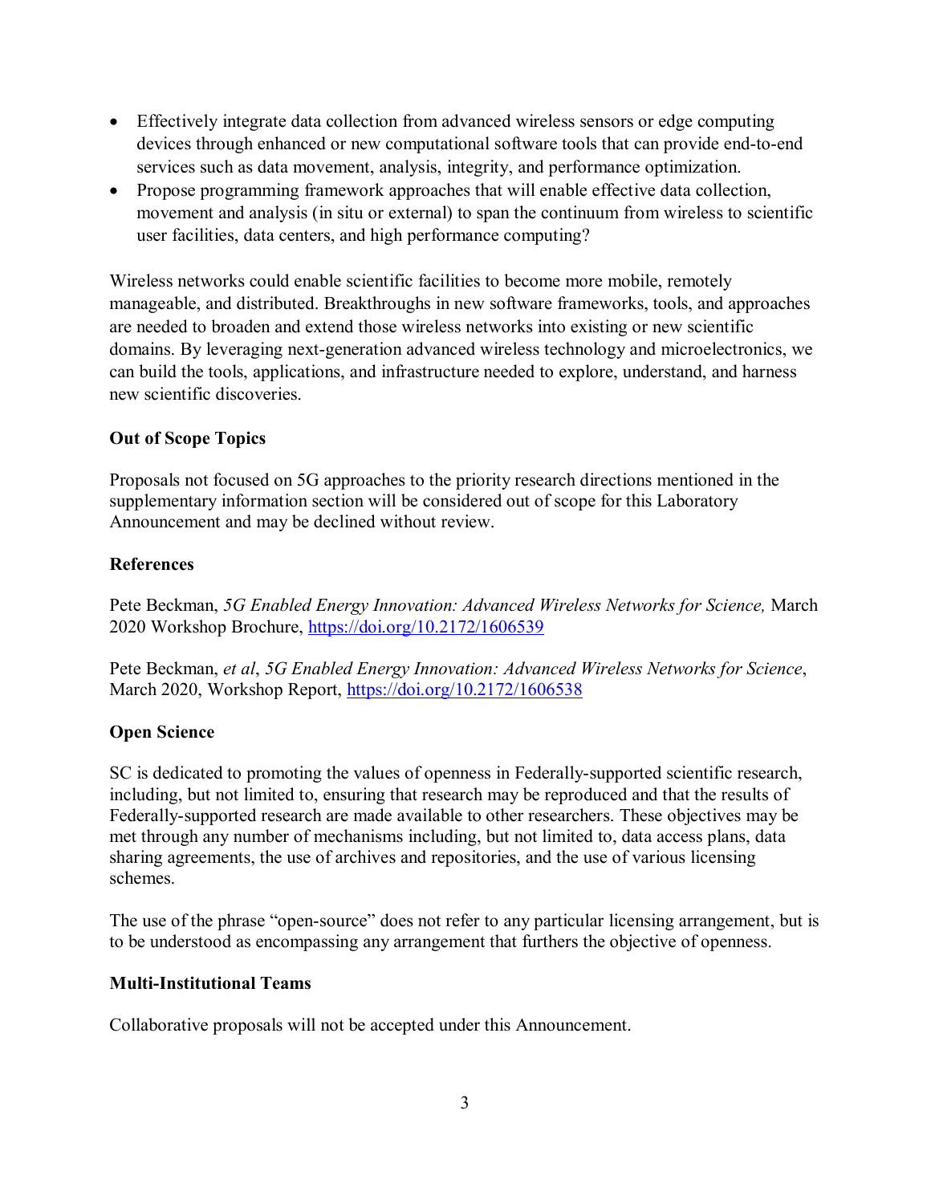- Effectively integrate data collection from advanced wireless sensors or edge computing devices through enhanced or new computational software tools that can provide end-to-end services such as data movement, analysis, integrity, and performance optimization.
- Propose programming framework approaches that will enable effective data collection, movement and analysis (in situ or external) to span the continuum from wireless to scientific user facilities, data centers, and high performance computing?

Wireless networks could enable scientific facilities to become more mobile, remotely manageable, and distributed. Breakthroughs in new software frameworks, tools, and approaches are needed to broaden and extend those wireless networks into existing or new scientific domains. By leveraging next-generation advanced wireless technology and microelectronics, we can build the tools, applications, and infrastructure needed to explore, understand, and harness new scientific discoveries.

**Out of Scope Topics**

Proposals not focused on 5G approaches to the priority research directions mentioned in the supplementary information section will be considered out of scope for this Laboratory Announcement and may be declined without review.

**References**

Pete Beckman, *5G Enabled Energy Innovation: Advanced Wireless Networks for Science,* March 2020 Workshop Brochure, https://doi.org/10.2172/1606539

Pete Beckman, *et al*, *5G Enabled Energy Innovation: Advanced Wireless Networks for Science*, March 2020, Workshop Report, https://doi.org/10.2172/1606538

**Open Science**

SC is dedicated to promoting the values of openness in Federally-supported scientific research, including, but not limited to, ensuring that research may be reproduced and that the results of Federally-supported research are made available to other researchers. These objectives may be met through any number of mechanisms including, but not limited to, data access plans, data sharing agreements, the use of archives and repositories, and the use of various licensing schemes.

The use of the phrase "open-source" does not refer to any particular licensing arrangement, but is to be understood as encompassing any arrangement that furthers the objective of openness.

**Multi-Institutional Teams**

Collaborative proposals will not be accepted under this Announcement.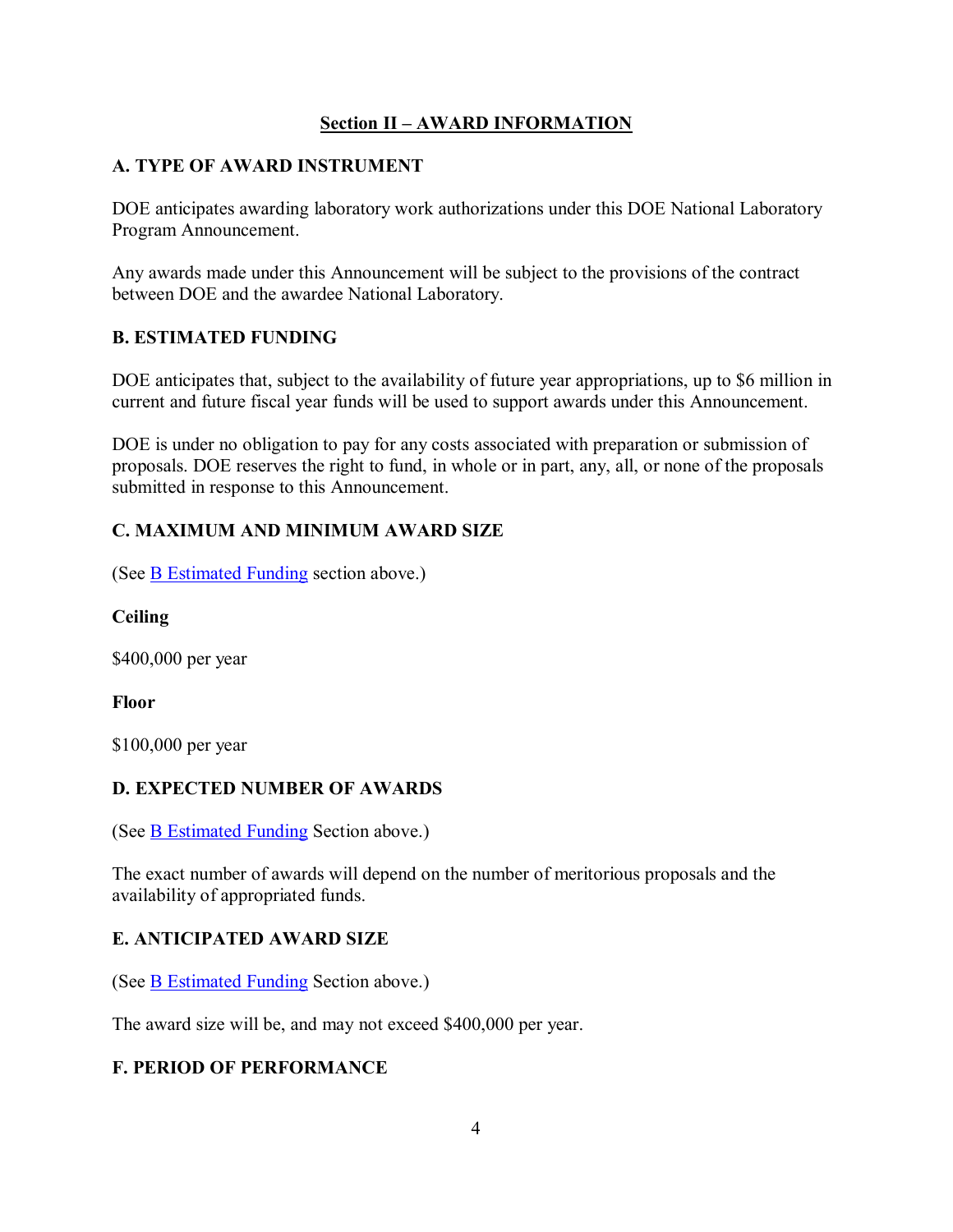## Section II – AWARD INFORMATION

### A. TYPE OF AWARD INSTRUMENT

DOE anticipates awarding laboratory work authorizations under this DOE National Laboratory Program Announcement.

Any awards made under this Announcement will be subject to the provisions of the contract between DOE and the awardee National Laboratory.

### B. ESTIMATED FUNDING

DOE anticipates that, subject to the availability of future year appropriations, up to $6 million in current and future fiscal year funds will be used to support awards under this Announcement.

DOE is under no obligation to pay for any costs associated with preparation or submission of proposals. DOE reserves the right to fund, in whole or in part, any, all, or none of the proposals submitted in response to this Announcement.

### C. MAXIMUM AND MINIMUM AWARD SIZE

(See B Estimated Funding section above.)

**Ceiling**

$400,000 per year

**Floor**

$100,000 per year

### D. EXPECTED NUMBER OF AWARDS

(See B Estimated Funding Section above.)

The exact number of awards will depend on the number of meritorious proposals and the availability of appropriated funds.

### E. ANTICIPATED AWARD SIZE

(See B Estimated Funding Section above.)

The award size will be, and may not exceed $400,000 per year.

### F. PERIOD OF PERFORMANCE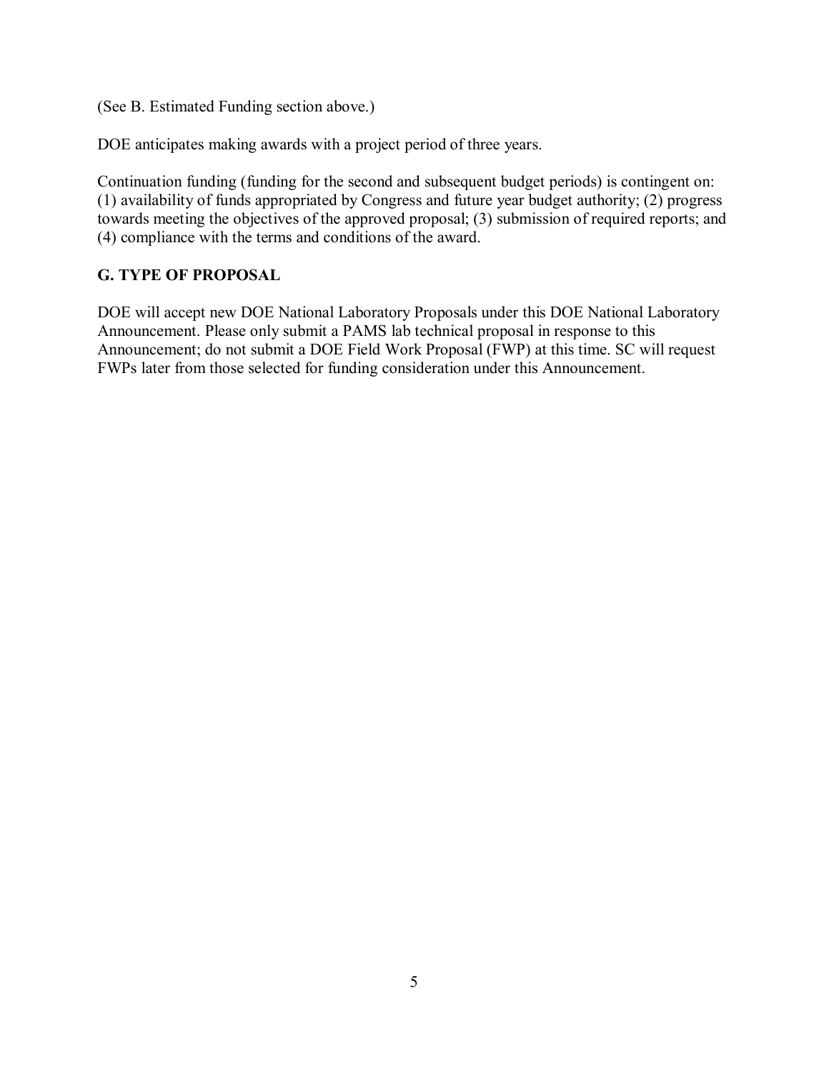(See B. Estimated Funding section above.)

DOE anticipates making awards with a project period of three years.

Continuation funding (funding for the second and subsequent budget periods) is contingent on: (1) availability of funds appropriated by Congress and future year budget authority; (2) progress towards meeting the objectives of the approved proposal; (3) submission of required reports; and (4) compliance with the terms and conditions of the award.

## G. TYPE OF PROPOSAL

DOE will accept new DOE National Laboratory Proposals under this DOE National Laboratory Announcement. Please only submit a PAMS lab technical proposal in response to this Announcement; do not submit a DOE Field Work Proposal (FWP) at this time. SC will request FWPs later from those selected for funding consideration under this Announcement.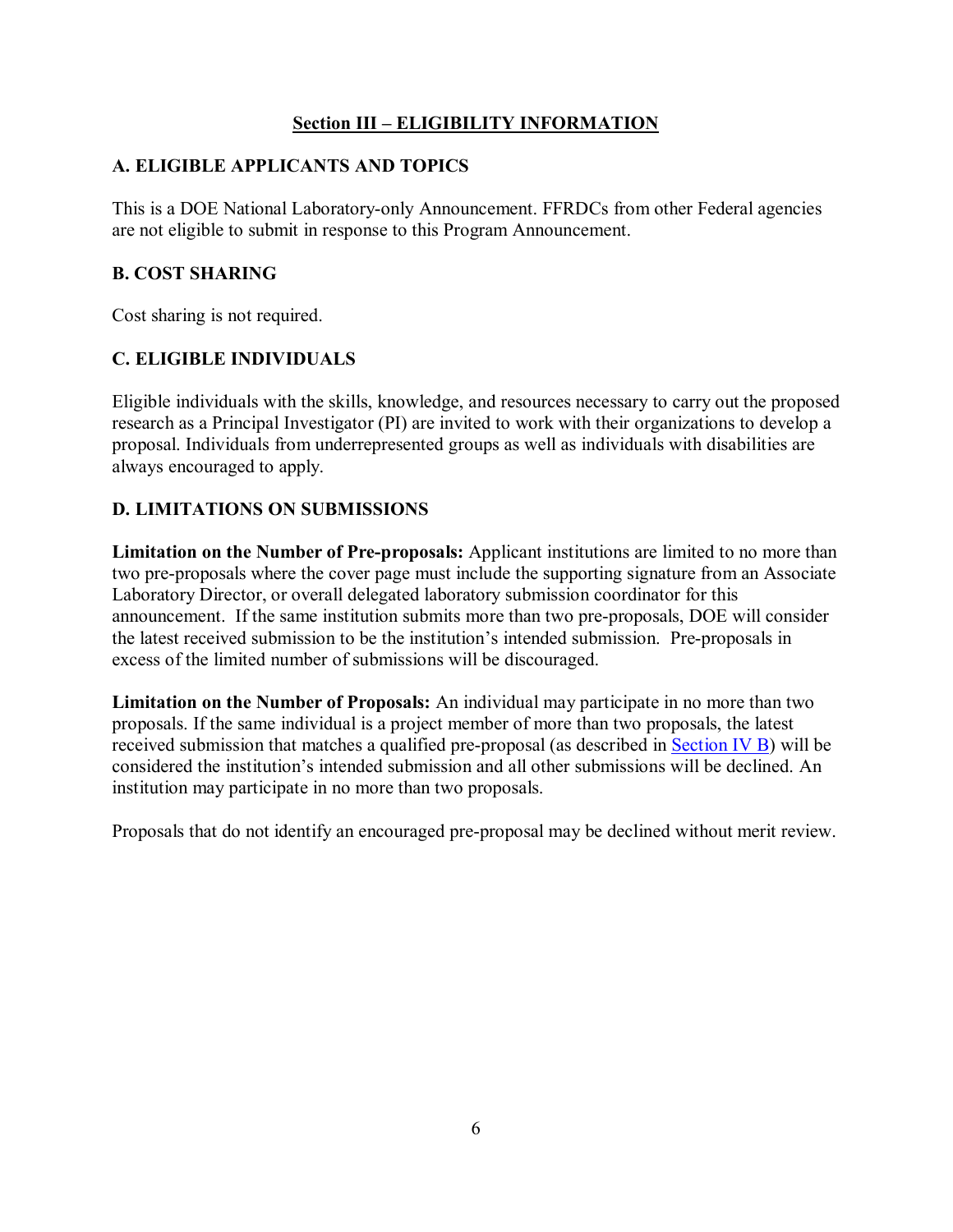## Section III – ELIGIBILITY INFORMATION

### A. ELIGIBLE APPLICANTS AND TOPICS

This is a DOE National Laboratory-only Announcement. FFRDCs from other Federal agencies are not eligible to submit in response to this Program Announcement.

### B. COST SHARING

Cost sharing is not required.

### C. ELIGIBLE INDIVIDUALS

Eligible individuals with the skills, knowledge, and resources necessary to carry out the proposed research as a Principal Investigator (PI) are invited to work with their organizations to develop a proposal. Individuals from underrepresented groups as well as individuals with disabilities are always encouraged to apply.

### D. LIMITATIONS ON SUBMISSIONS

**Limitation on the Number of Pre-proposals:** Applicant institutions are limited to no more than two pre-proposals where the cover page must include the supporting signature from an Associate Laboratory Director, or overall delegated laboratory submission coordinator for this announcement. If the same institution submits more than two pre-proposals, DOE will consider the latest received submission to be the institution's intended submission. Pre-proposals in excess of the limited number of submissions will be discouraged.

**Limitation on the Number of Proposals:** An individual may participate in no more than two proposals. If the same individual is a project member of more than two proposals, the latest received submission that matches a qualified pre-proposal (as described in Section IV B) will be considered the institution's intended submission and all other submissions will be declined. An institution may participate in no more than two proposals.

Proposals that do not identify an encouraged pre-proposal may be declined without merit review.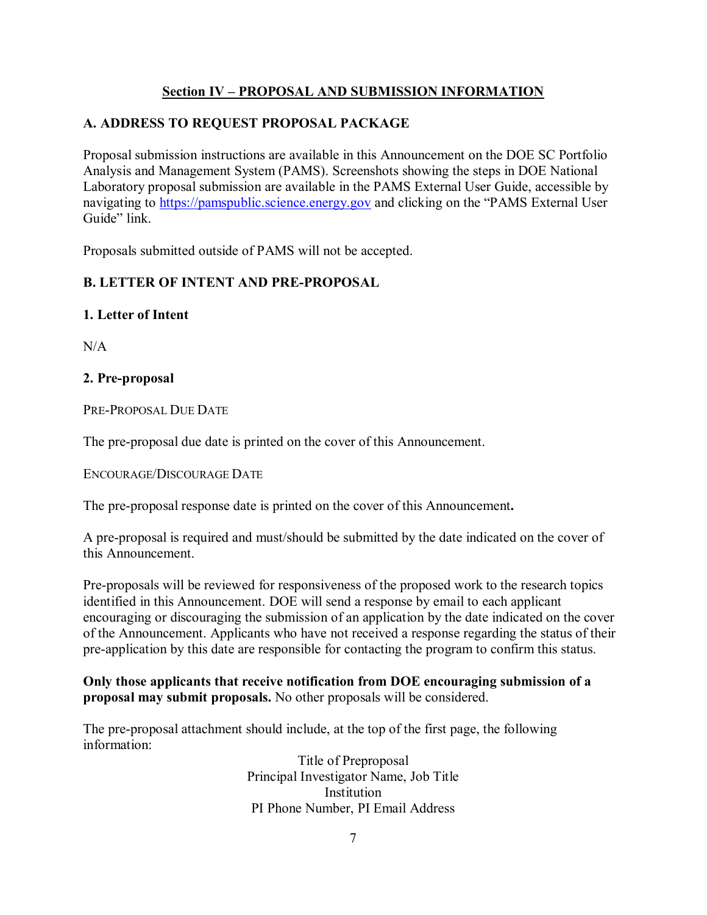## Section IV – PROPOSAL AND SUBMISSION INFORMATION

### A. ADDRESS TO REQUEST PROPOSAL PACKAGE

Proposal submission instructions are available in this Announcement on the DOE SC Portfolio Analysis and Management System (PAMS). Screenshots showing the steps in DOE National Laboratory proposal submission are available in the PAMS External User Guide, accessible by navigating to https://pamspublic.science.energy.gov and clicking on the "PAMS External User Guide" link.

Proposals submitted outside of PAMS will not be accepted.

### B. LETTER OF INTENT AND PRE-PROPOSAL

#### 1. Letter of Intent

N/A

#### 2. Pre-proposal

PRE-PROPOSAL DUE DATE

The pre-proposal due date is printed on the cover of this Announcement.

ENCOURAGE/DISCOURAGE DATE

The pre-proposal response date is printed on the cover of this Announcement**.**

A pre-proposal is required and must/should be submitted by the date indicated on the cover of this Announcement.

Pre-proposals will be reviewed for responsiveness of the proposed work to the research topics identified in this Announcement. DOE will send a response by email to each applicant encouraging or discouraging the submission of an application by the date indicated on the cover of the Announcement. Applicants who have not received a response regarding the status of their pre-application by this date are responsible for contacting the program to confirm this status.

**Only those applicants that receive notification from DOE encouraging submission of a proposal may submit proposals.** No other proposals will be considered.

The pre-proposal attachment should include, at the top of the first page, the following information:

Title of Preproposal
Principal Investigator Name, Job Title
Institution
PI Phone Number, PI Email Address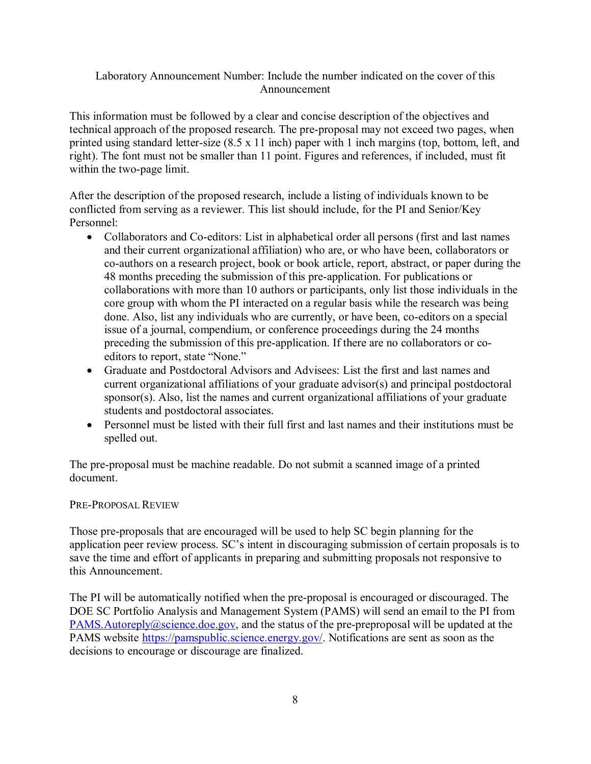Laboratory Announcement Number: Include the number indicated on the cover of this Announcement

This information must be followed by a clear and concise description of the objectives and technical approach of the proposed research. The pre-proposal may not exceed two pages, when printed using standard letter-size (8.5 x 11 inch) paper with 1 inch margins (top, bottom, left, and right). The font must not be smaller than 11 point. Figures and references, if included, must fit within the two-page limit.

After the description of the proposed research, include a listing of individuals known to be conflicted from serving as a reviewer. This list should include, for the PI and Senior/Key Personnel:

- Collaborators and Co-editors: List in alphabetical order all persons (first and last names and their current organizational affiliation) who are, or who have been, collaborators or co-authors on a research project, book or book article, report, abstract, or paper during the 48 months preceding the submission of this pre-application. For publications or collaborations with more than 10 authors or participants, only list those individuals in the core group with whom the PI interacted on a regular basis while the research was being done. Also, list any individuals who are currently, or have been, co-editors on a special issue of a journal, compendium, or conference proceedings during the 24 months preceding the submission of this pre-application. If there are no collaborators or co-editors to report, state "None."
- Graduate and Postdoctoral Advisors and Advisees: List the first and last names and current organizational affiliations of your graduate advisor(s) and principal postdoctoral sponsor(s). Also, list the names and current organizational affiliations of your graduate students and postdoctoral associates.
- Personnel must be listed with their full first and last names and their institutions must be spelled out.

The pre-proposal must be machine readable. Do not submit a scanned image of a printed document.

## PRE-PROPOSAL REVIEW

Those pre-proposals that are encouraged will be used to help SC begin planning for the application peer review process. SC's intent in discouraging submission of certain proposals is to save the time and effort of applicants in preparing and submitting proposals not responsive to this Announcement.

The PI will be automatically notified when the pre-proposal is encouraged or discouraged. The DOE SC Portfolio Analysis and Management System (PAMS) will send an email to the PI from PAMS.Autoreply@science.doe.gov, and the status of the pre-preproposal will be updated at the PAMS website https://pamspublic.science.energy.gov/. Notifications are sent as soon as the decisions to encourage or discourage are finalized.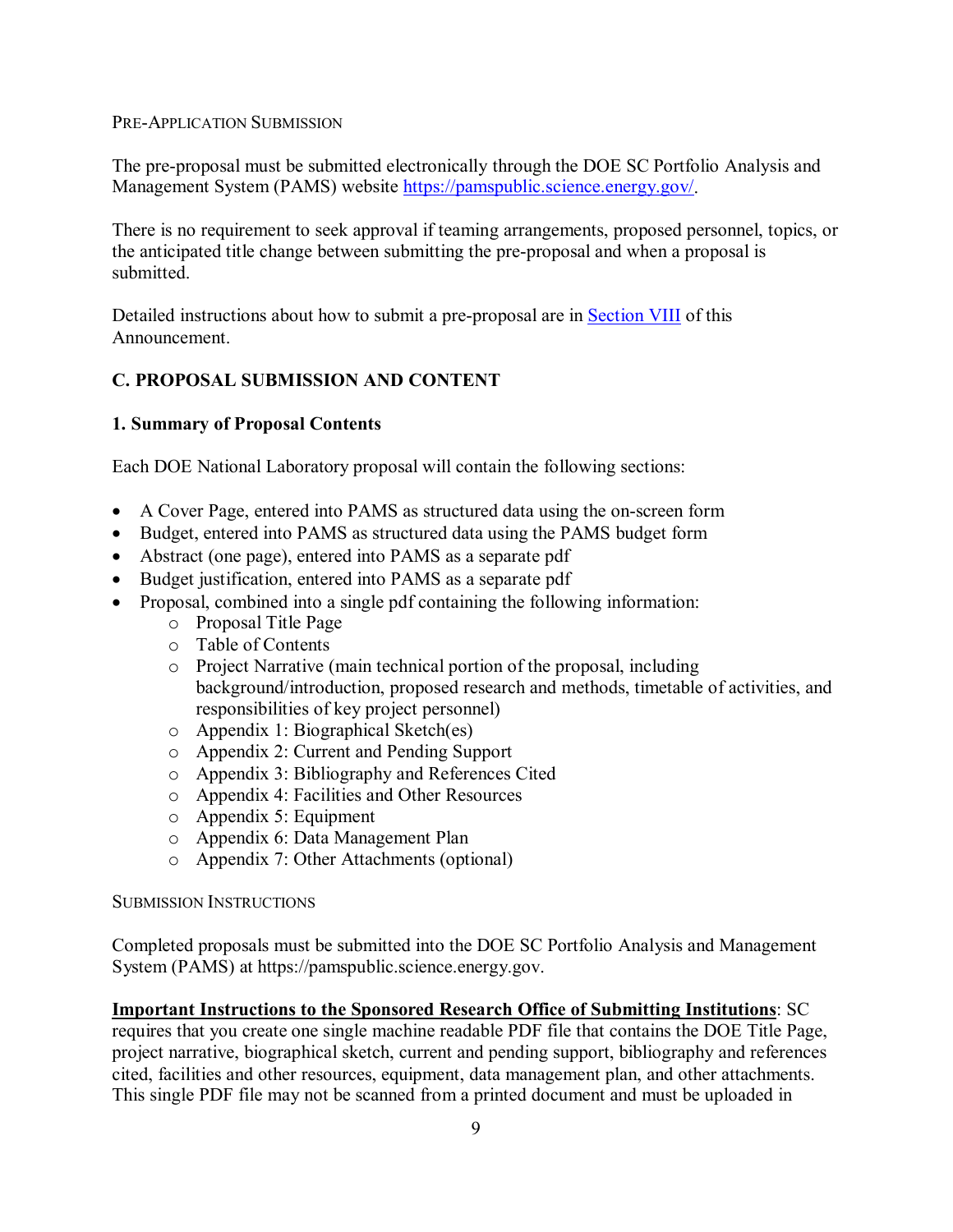PRE-APPLICATION SUBMISSION

The pre-proposal must be submitted electronically through the DOE SC Portfolio Analysis and Management System (PAMS) website [https://pamspublic.science.energy.gov/](https://pamspublic.science.energy.gov/).

There is no requirement to seek approval if teaming arrangements, proposed personnel, topics, or the anticipated title change between submitting the pre-proposal and when a proposal is submitted.

Detailed instructions about how to submit a pre-proposal are in Section VIII of this Announcement.

### C. PROPOSAL SUBMISSION AND CONTENT

#### 1. Summary of Proposal Contents

Each DOE National Laboratory proposal will contain the following sections:

- A Cover Page, entered into PAMS as structured data using the on-screen form
- Budget, entered into PAMS as structured data using the PAMS budget form
- Abstract (one page), entered into PAMS as a separate pdf
- Budget justification, entered into PAMS as a separate pdf
- Proposal, combined into a single pdf containing the following information:
  - Proposal Title Page
  - Table of Contents
  - Project Narrative (main technical portion of the proposal, including background/introduction, proposed research and methods, timetable of activities, and responsibilities of key project personnel)
  - Appendix 1: Biographical Sketch(es)
  - Appendix 2: Current and Pending Support
  - Appendix 3: Bibliography and References Cited
  - Appendix 4: Facilities and Other Resources
  - Appendix 5: Equipment
  - Appendix 6: Data Management Plan
  - Appendix 7: Other Attachments (optional)

SUBMISSION INSTRUCTIONS

Completed proposals must be submitted into the DOE SC Portfolio Analysis and Management System (PAMS) at https://pamspublic.science.energy.gov.

**Important Instructions to the Sponsored Research Office of Submitting Institutions**: SC requires that you create one single machine readable PDF file that contains the DOE Title Page, project narrative, biographical sketch, current and pending support, bibliography and references cited, facilities and other resources, equipment, data management plan, and other attachments. This single PDF file may not be scanned from a printed document and must be uploaded in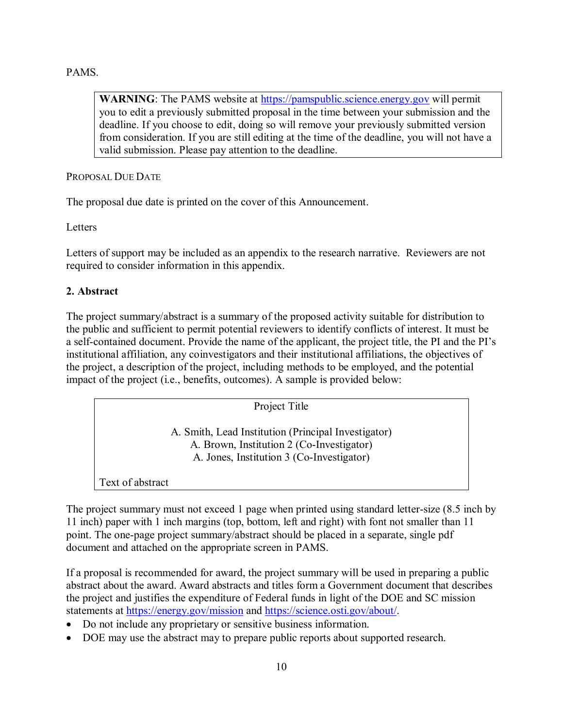PAMS.

> **WARNING**: The PAMS website at https://pamspublic.science.energy.gov will permit you to edit a previously submitted proposal in the time between your submission and the deadline. If you choose to edit, doing so will remove your previously submitted version from consideration. If you are still editing at the time of the deadline, you will not have a valid submission. Please pay attention to the deadline.

PROPOSAL DUE DATE

The proposal due date is printed on the cover of this Announcement.

Letters

Letters of support may be included as an appendix to the research narrative. Reviewers are not required to consider information in this appendix.

**2. Abstract**

The project summary/abstract is a summary of the proposed activity suitable for distribution to the public and sufficient to permit potential reviewers to identify conflicts of interest. It must be a self-contained document. Provide the name of the applicant, the project title, the PI and the PI's institutional affiliation, any coinvestigators and their institutional affiliations, the objectives of the project, a description of the project, including methods to be employed, and the potential impact of the project (i.e., benefits, outcomes). A sample is provided below:

> Project Title
>
> A. Smith, Lead Institution (Principal Investigator)
> A. Brown, Institution 2 (Co-Investigator)
> A. Jones, Institution 3 (Co-Investigator)
>
> Text of abstract

The project summary must not exceed 1 page when printed using standard letter-size (8.5 inch by 11 inch) paper with 1 inch margins (top, bottom, left and right) with font not smaller than 11 point. The one-page project summary/abstract should be placed in a separate, single pdf document and attached on the appropriate screen in PAMS.

If a proposal is recommended for award, the project summary will be used in preparing a public abstract about the award. Award abstracts and titles form a Government document that describes the project and justifies the expenditure of Federal funds in light of the DOE and SC mission statements at https://energy.gov/mission and https://science.osti.gov/about/.

- Do not include any proprietary or sensitive business information.
- DOE may use the abstract may to prepare public reports about supported research.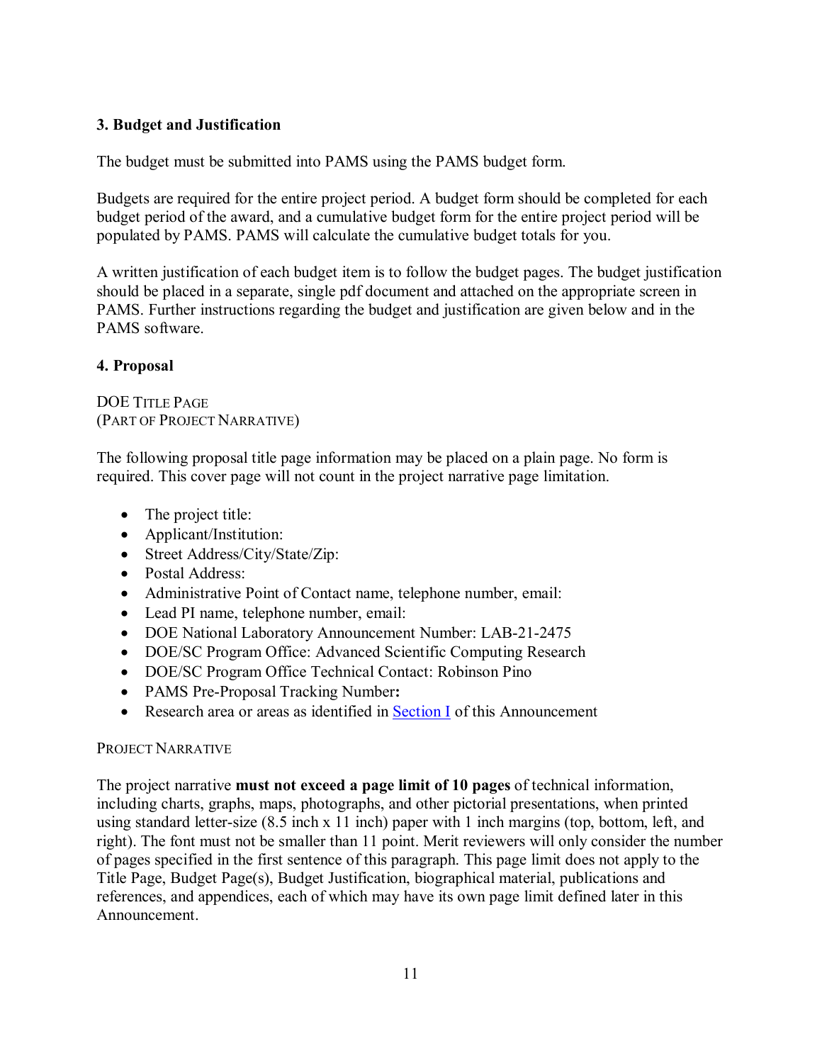### 3. Budget and Justification

The budget must be submitted into PAMS using the PAMS budget form.

Budgets are required for the entire project period. A budget form should be completed for each budget period of the award, and a cumulative budget form for the entire project period will be populated by PAMS. PAMS will calculate the cumulative budget totals for you.

A written justification of each budget item is to follow the budget pages. The budget justification should be placed in a separate, single pdf document and attached on the appropriate screen in PAMS. Further instructions regarding the budget and justification are given below and in the PAMS software.

### 4. Proposal

DOE TITLE PAGE
(PART OF PROJECT NARRATIVE)

The following proposal title page information may be placed on a plain page. No form is required. This cover page will not count in the project narrative page limitation.

- The project title:
- Applicant/Institution:
- Street Address/City/State/Zip:
- Postal Address:
- Administrative Point of Contact name, telephone number, email:
- Lead PI name, telephone number, email:
- DOE National Laboratory Announcement Number: LAB-21-2475
- DOE/SC Program Office: Advanced Scientific Computing Research
- DOE/SC Program Office Technical Contact: Robinson Pino
- PAMS Pre-Proposal Tracking Number**:**
- Research area or areas as identified in Section I of this Announcement

PROJECT NARRATIVE

The project narrative **must not exceed a page limit of 10 pages** of technical information, including charts, graphs, maps, photographs, and other pictorial presentations, when printed using standard letter-size (8.5 inch x 11 inch) paper with 1 inch margins (top, bottom, left, and right). The font must not be smaller than 11 point. Merit reviewers will only consider the number of pages specified in the first sentence of this paragraph. This page limit does not apply to the Title Page, Budget Page(s), Budget Justification, biographical material, publications and references, and appendices, each of which may have its own page limit defined later in this Announcement.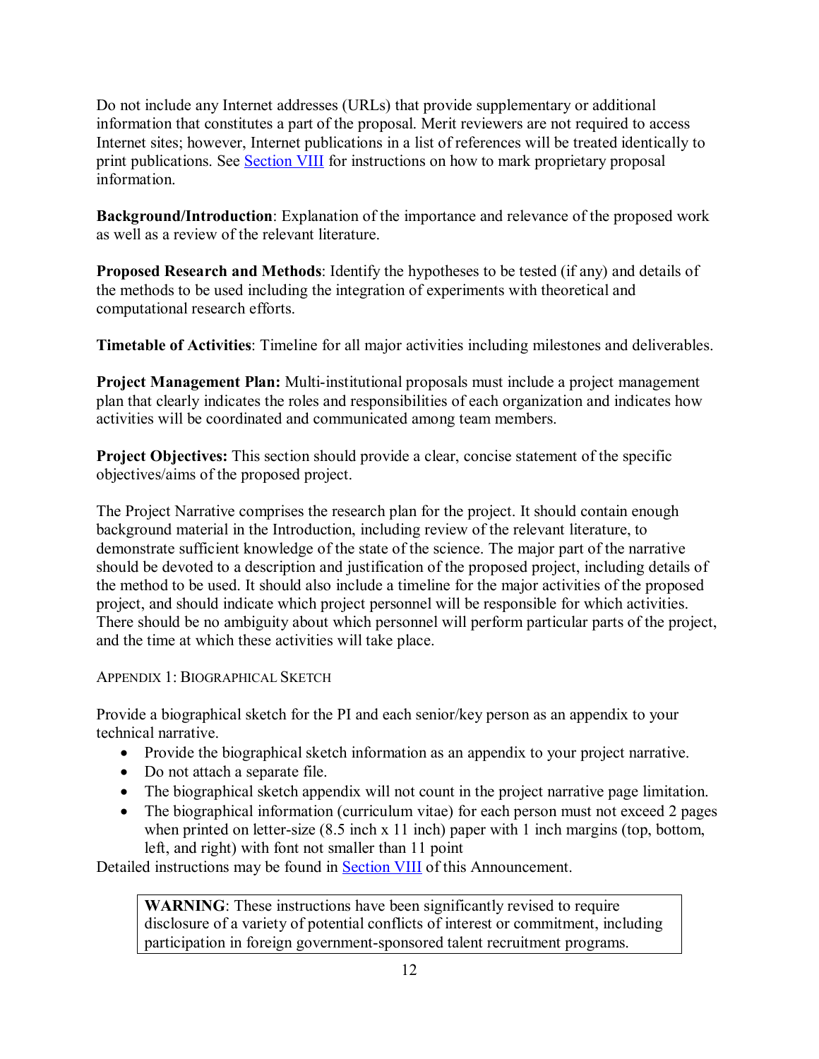Do not include any Internet addresses (URLs) that provide supplementary or additional information that constitutes a part of the proposal. Merit reviewers are not required to access Internet sites; however, Internet publications in a list of references will be treated identically to print publications. See Section VIII for instructions on how to mark proprietary proposal information.

**Background/Introduction**: Explanation of the importance and relevance of the proposed work as well as a review of the relevant literature.

**Proposed Research and Methods**: Identify the hypotheses to be tested (if any) and details of the methods to be used including the integration of experiments with theoretical and computational research efforts.

**Timetable of Activities**: Timeline for all major activities including milestones and deliverables.

**Project Management Plan:** Multi-institutional proposals must include a project management plan that clearly indicates the roles and responsibilities of each organization and indicates how activities will be coordinated and communicated among team members.

**Project Objectives:** This section should provide a clear, concise statement of the specific objectives/aims of the proposed project.

The Project Narrative comprises the research plan for the project. It should contain enough background material in the Introduction, including review of the relevant literature, to demonstrate sufficient knowledge of the state of the science. The major part of the narrative should be devoted to a description and justification of the proposed project, including details of the method to be used. It should also include a timeline for the major activities of the proposed project, and should indicate which project personnel will be responsible for which activities. There should be no ambiguity about which personnel will perform particular parts of the project, and the time at which these activities will take place.

### APPENDIX 1: BIOGRAPHICAL SKETCH

Provide a biographical sketch for the PI and each senior/key person as an appendix to your technical narrative.

- Provide the biographical sketch information as an appendix to your project narrative.
- Do not attach a separate file.
- The biographical sketch appendix will not count in the project narrative page limitation.
- The biographical information (curriculum vitae) for each person must not exceed 2 pages when printed on letter-size (8.5 inch x 11 inch) paper with 1 inch margins (top, bottom, left, and right) with font not smaller than 11 point

Detailed instructions may be found in Section VIII of this Announcement.

> **WARNING**: These instructions have been significantly revised to require disclosure of a variety of potential conflicts of interest or commitment, including participation in foreign government-sponsored talent recruitment programs.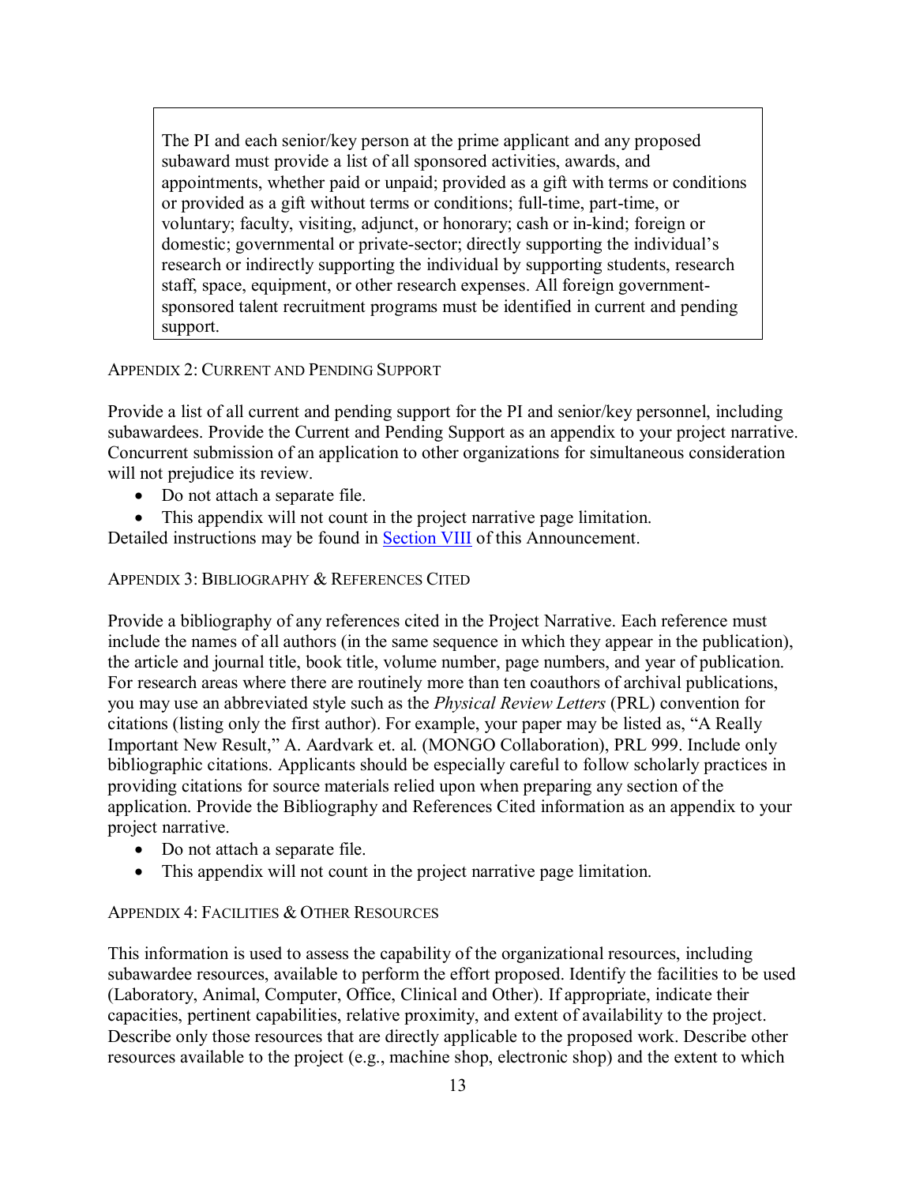> The PI and each senior/key person at the prime applicant and any proposed subaward must provide a list of all sponsored activities, awards, and appointments, whether paid or unpaid; provided as a gift with terms or conditions or provided as a gift without terms or conditions; full-time, part-time, or voluntary; faculty, visiting, adjunct, or honorary; cash or in-kind; foreign or domestic; governmental or private-sector; directly supporting the individual's research or indirectly supporting the individual by supporting students, research staff, space, equipment, or other research expenses. All foreign government-sponsored talent recruitment programs must be identified in current and pending support.

#### APPENDIX 2: CURRENT AND PENDING SUPPORT

Provide a list of all current and pending support for the PI and senior/key personnel, including subawardees. Provide the Current and Pending Support as an appendix to your project narrative. Concurrent submission of an application to other organizations for simultaneous consideration will not prejudice its review.

- Do not attach a separate file.
- This appendix will not count in the project narrative page limitation.

Detailed instructions may be found in Section VIII of this Announcement.

#### APPENDIX 3: BIBLIOGRAPHY & REFERENCES CITED

Provide a bibliography of any references cited in the Project Narrative. Each reference must include the names of all authors (in the same sequence in which they appear in the publication), the article and journal title, book title, volume number, page numbers, and year of publication. For research areas where there are routinely more than ten coauthors of archival publications, you may use an abbreviated style such as the *Physical Review Letters* (PRL) convention for citations (listing only the first author). For example, your paper may be listed as, "A Really Important New Result," A. Aardvark et. al. (MONGO Collaboration), PRL 999. Include only bibliographic citations. Applicants should be especially careful to follow scholarly practices in providing citations for source materials relied upon when preparing any section of the application. Provide the Bibliography and References Cited information as an appendix to your project narrative.

- Do not attach a separate file.
- This appendix will not count in the project narrative page limitation.

#### APPENDIX 4: FACILITIES & OTHER RESOURCES

This information is used to assess the capability of the organizational resources, including subawardee resources, available to perform the effort proposed. Identify the facilities to be used (Laboratory, Animal, Computer, Office, Clinical and Other). If appropriate, indicate their capacities, pertinent capabilities, relative proximity, and extent of availability to the project. Describe only those resources that are directly applicable to the proposed work. Describe other resources available to the project (e.g., machine shop, electronic shop) and the extent to which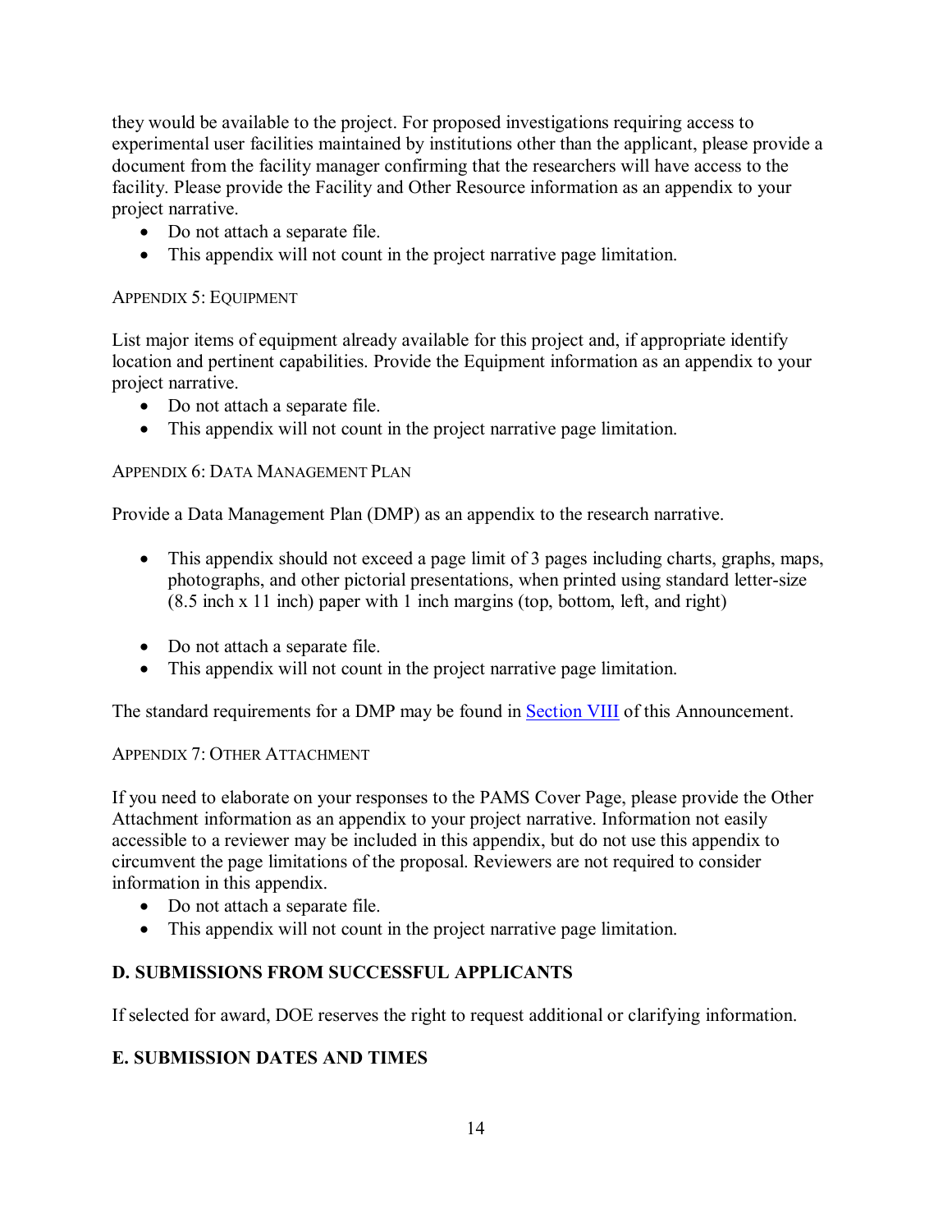they would be available to the project. For proposed investigations requiring access to experimental user facilities maintained by institutions other than the applicant, please provide a document from the facility manager confirming that the researchers will have access to the facility. Please provide the Facility and Other Resource information as an appendix to your project narrative.

- Do not attach a separate file.
- This appendix will not count in the project narrative page limitation.

#### APPENDIX 5: EQUIPMENT

List major items of equipment already available for this project and, if appropriate identify location and pertinent capabilities. Provide the Equipment information as an appendix to your project narrative.

- Do not attach a separate file.
- This appendix will not count in the project narrative page limitation.

#### APPENDIX 6: DATA MANAGEMENT PLAN

Provide a Data Management Plan (DMP) as an appendix to the research narrative.

- This appendix should not exceed a page limit of 3 pages including charts, graphs, maps, photographs, and other pictorial presentations, when printed using standard letter-size (8.5 inch x 11 inch) paper with 1 inch margins (top, bottom, left, and right)
- Do not attach a separate file.
- This appendix will not count in the project narrative page limitation.

The standard requirements for a DMP may be found in Section VIII of this Announcement.

#### APPENDIX 7: OTHER ATTACHMENT

If you need to elaborate on your responses to the PAMS Cover Page, please provide the Other Attachment information as an appendix to your project narrative. Information not easily accessible to a reviewer may be included in this appendix, but do not use this appendix to circumvent the page limitations of the proposal. Reviewers are not required to consider information in this appendix.

- Do not attach a separate file.
- This appendix will not count in the project narrative page limitation.

### D. SUBMISSIONS FROM SUCCESSFUL APPLICANTS

If selected for award, DOE reserves the right to request additional or clarifying information.

### E. SUBMISSION DATES AND TIMES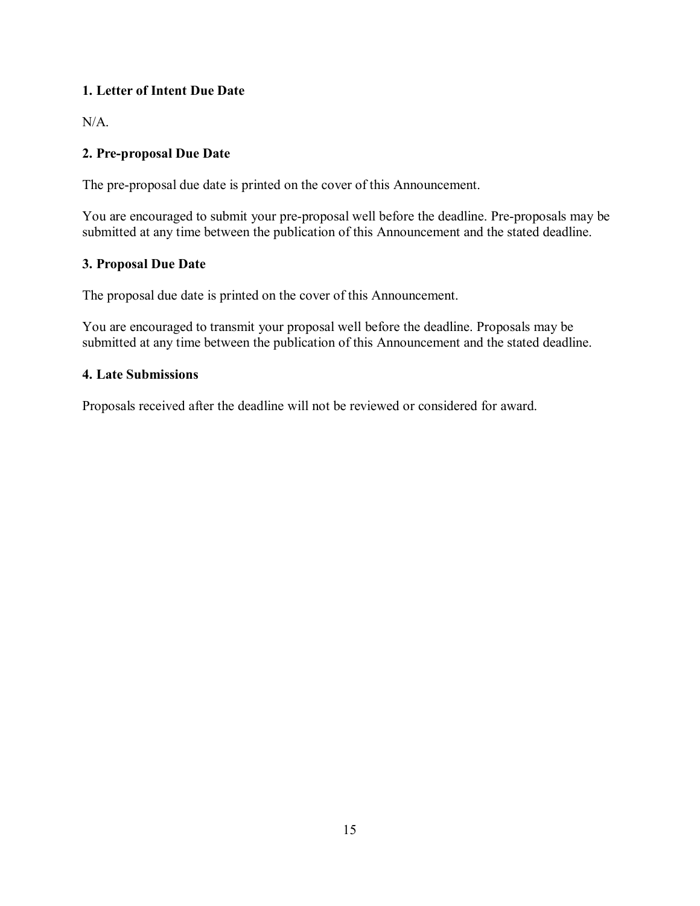**1. Letter of Intent Due Date**

N/A.

**2. Pre-proposal Due Date**

The pre-proposal due date is printed on the cover of this Announcement.

You are encouraged to submit your pre-proposal well before the deadline. Pre-proposals may be submitted at any time between the publication of this Announcement and the stated deadline.

**3. Proposal Due Date**

The proposal due date is printed on the cover of this Announcement.

You are encouraged to transmit your proposal well before the deadline. Proposals may be submitted at any time between the publication of this Announcement and the stated deadline.

**4. Late Submissions**

Proposals received after the deadline will not be reviewed or considered for award.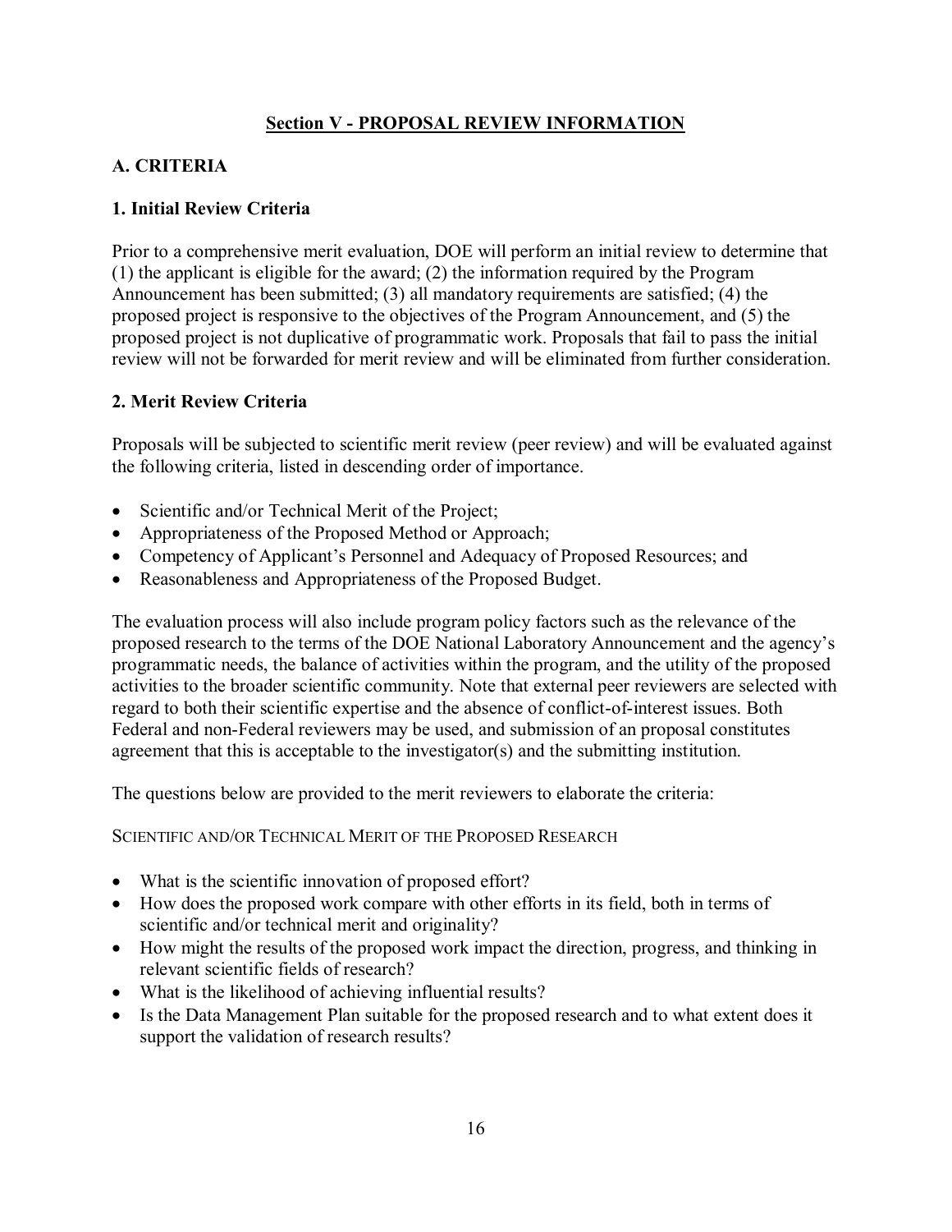## Section V - PROPOSAL REVIEW INFORMATION

### A. CRITERIA

#### 1. Initial Review Criteria

Prior to a comprehensive merit evaluation, DOE will perform an initial review to determine that (1) the applicant is eligible for the award; (2) the information required by the Program Announcement has been submitted; (3) all mandatory requirements are satisfied; (4) the proposed project is responsive to the objectives of the Program Announcement, and (5) the proposed project is not duplicative of programmatic work. Proposals that fail to pass the initial review will not be forwarded for merit review and will be eliminated from further consideration.

#### 2. Merit Review Criteria

Proposals will be subjected to scientific merit review (peer review) and will be evaluated against the following criteria, listed in descending order of importance.

- Scientific and/or Technical Merit of the Project;
- Appropriateness of the Proposed Method or Approach;
- Competency of Applicant's Personnel and Adequacy of Proposed Resources; and
- Reasonableness and Appropriateness of the Proposed Budget.

The evaluation process will also include program policy factors such as the relevance of the proposed research to the terms of the DOE National Laboratory Announcement and the agency's programmatic needs, the balance of activities within the program, and the utility of the proposed activities to the broader scientific community. Note that external peer reviewers are selected with regard to both their scientific expertise and the absence of conflict-of-interest issues. Both Federal and non-Federal reviewers may be used, and submission of an proposal constitutes agreement that this is acceptable to the investigator(s) and the submitting institution.

The questions below are provided to the merit reviewers to elaborate the criteria:

SCIENTIFIC AND/OR TECHNICAL MERIT OF THE PROPOSED RESEARCH

- What is the scientific innovation of proposed effort?
- How does the proposed work compare with other efforts in its field, both in terms of scientific and/or technical merit and originality?
- How might the results of the proposed work impact the direction, progress, and thinking in relevant scientific fields of research?
- What is the likelihood of achieving influential results?
- Is the Data Management Plan suitable for the proposed research and to what extent does it support the validation of research results?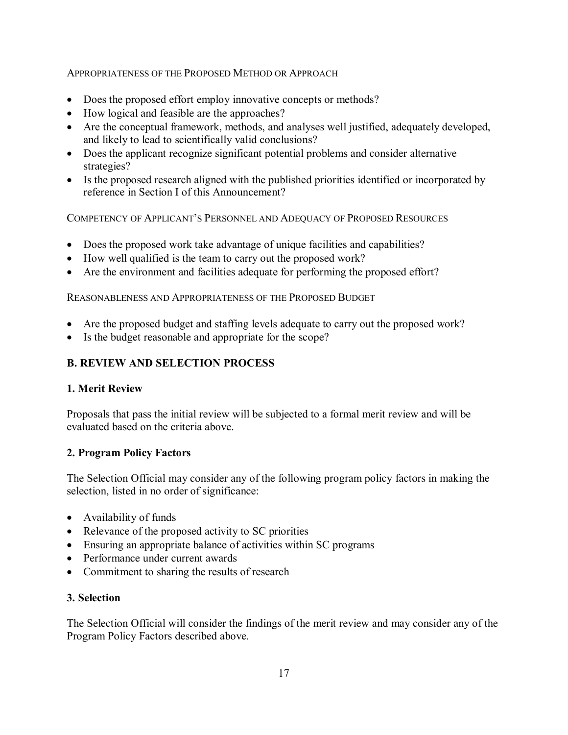APPROPRIATENESS OF THE PROPOSED METHOD OR APPROACH

- Does the proposed effort employ innovative concepts or methods?
- How logical and feasible are the approaches?
- Are the conceptual framework, methods, and analyses well justified, adequately developed, and likely to lead to scientifically valid conclusions?
- Does the applicant recognize significant potential problems and consider alternative strategies?
- Is the proposed research aligned with the published priorities identified or incorporated by reference in Section I of this Announcement?

COMPETENCY OF APPLICANT'S PERSONNEL AND ADEQUACY OF PROPOSED RESOURCES

- Does the proposed work take advantage of unique facilities and capabilities?
- How well qualified is the team to carry out the proposed work?
- Are the environment and facilities adequate for performing the proposed effort?

REASONABLENESS AND APPROPRIATENESS OF THE PROPOSED BUDGET

- Are the proposed budget and staffing levels adequate to carry out the proposed work?
- Is the budget reasonable and appropriate for the scope?

## B. REVIEW AND SELECTION PROCESS

### 1. Merit Review

Proposals that pass the initial review will be subjected to a formal merit review and will be evaluated based on the criteria above.

### 2. Program Policy Factors

The Selection Official may consider any of the following program policy factors in making the selection, listed in no order of significance:

- Availability of funds
- Relevance of the proposed activity to SC priorities
- Ensuring an appropriate balance of activities within SC programs
- Performance under current awards
- Commitment to sharing the results of research

### 3. Selection

The Selection Official will consider the findings of the merit review and may consider any of the Program Policy Factors described above.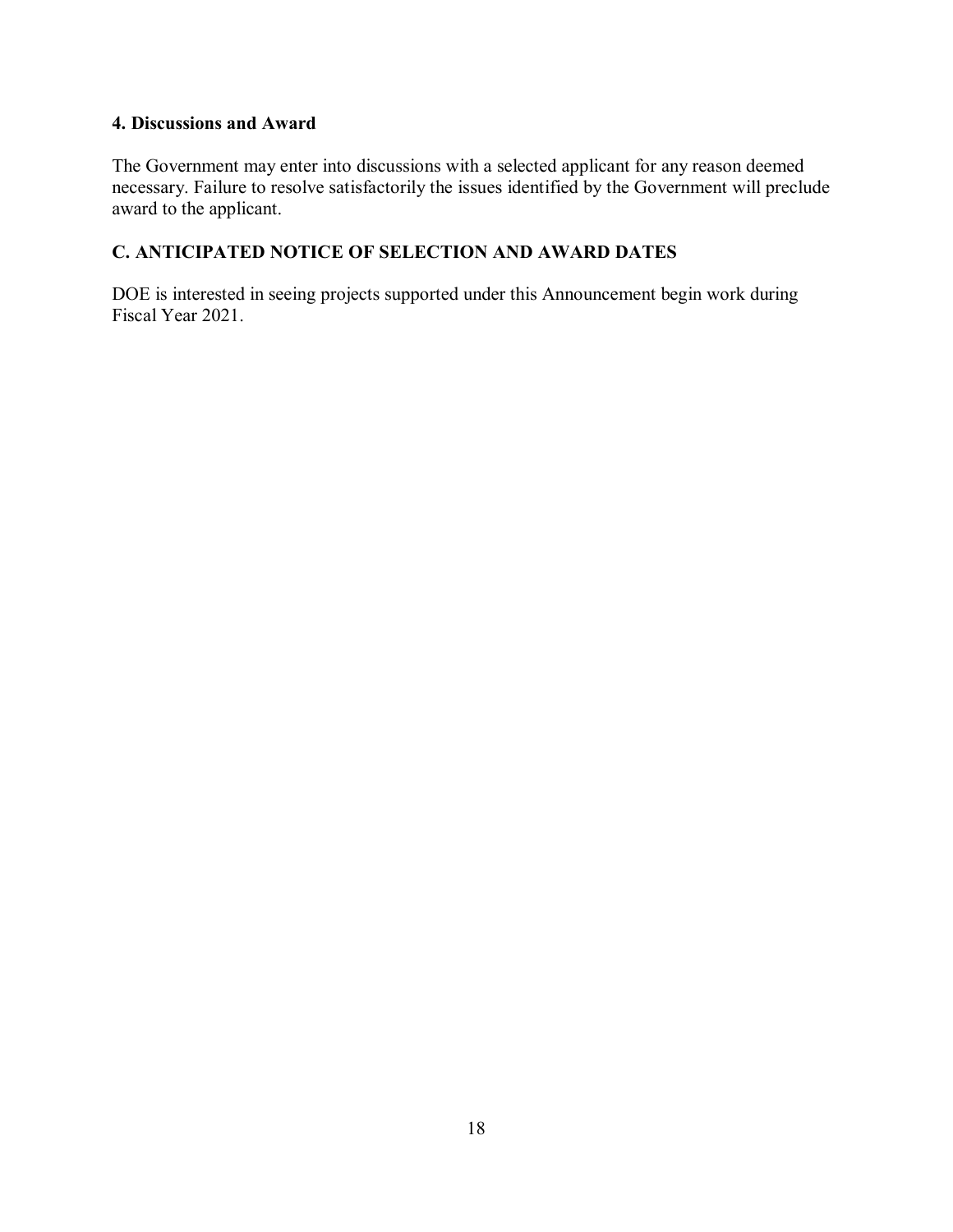### 4. Discussions and Award

The Government may enter into discussions with a selected applicant for any reason deemed necessary. Failure to resolve satisfactorily the issues identified by the Government will preclude award to the applicant.

## C. ANTICIPATED NOTICE OF SELECTION AND AWARD DATES

DOE is interested in seeing projects supported under this Announcement begin work during Fiscal Year 2021.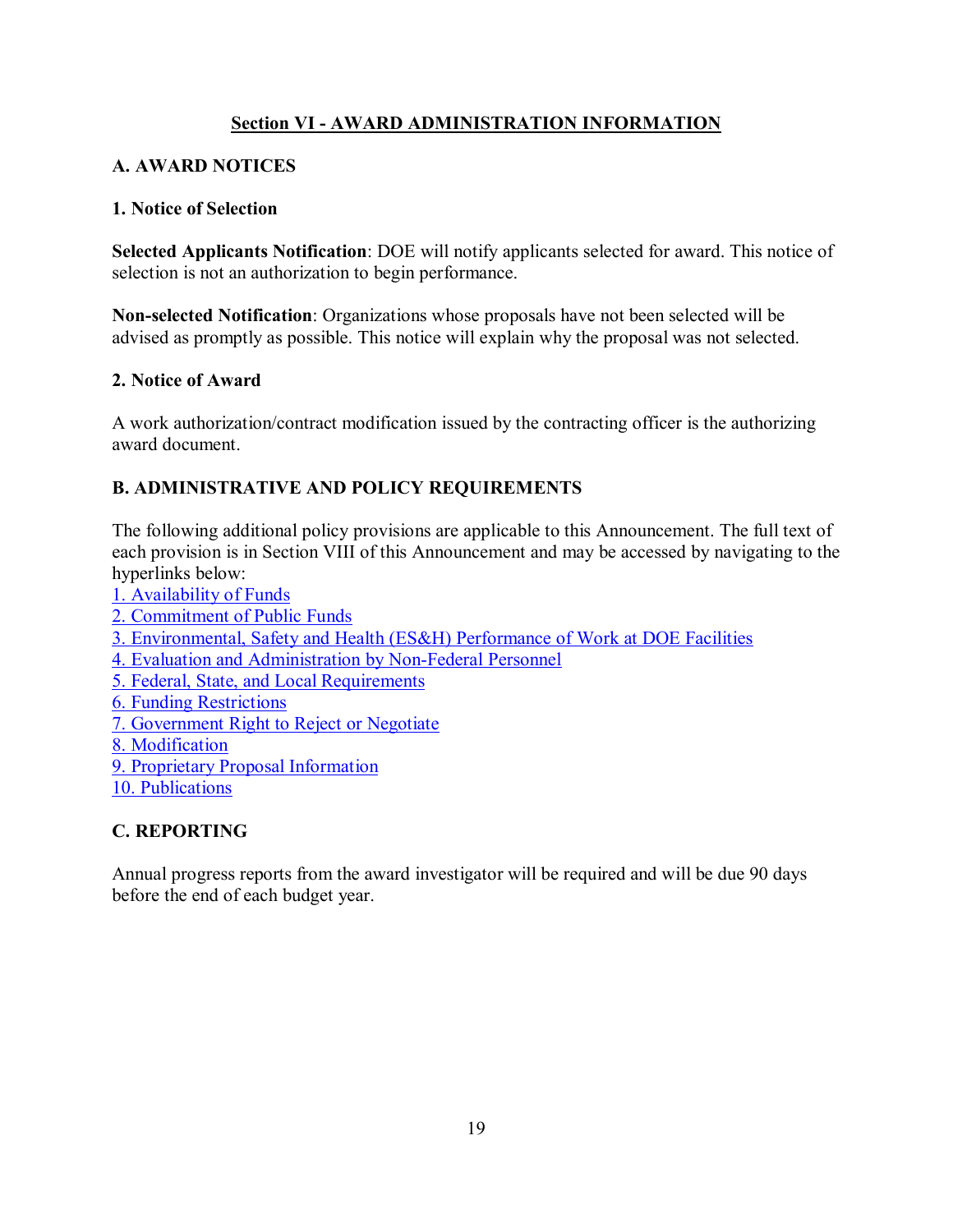## Section VI - AWARD ADMINISTRATION INFORMATION

### A. AWARD NOTICES

#### 1. Notice of Selection

**Selected Applicants Notification**: DOE will notify applicants selected for award. This notice of selection is not an authorization to begin performance.

**Non-selected Notification**: Organizations whose proposals have not been selected will be advised as promptly as possible. This notice will explain why the proposal was not selected.

#### 2. Notice of Award

A work authorization/contract modification issued by the contracting officer is the authorizing award document.

### B. ADMINISTRATIVE AND POLICY REQUIREMENTS

The following additional policy provisions are applicable to this Announcement. The full text of each provision is in Section VIII of this Announcement and may be accessed by navigating to the hyperlinks below:

1. Availability of Funds
2. Commitment of Public Funds
3. Environmental, Safety and Health (ES&H) Performance of Work at DOE Facilities
4. Evaluation and Administration by Non-Federal Personnel
5. Federal, State, and Local Requirements
6. Funding Restrictions
7. Government Right to Reject or Negotiate
8. Modification
9. Proprietary Proposal Information
10. Publications

### C. REPORTING

Annual progress reports from the award investigator will be required and will be due 90 days before the end of each budget year.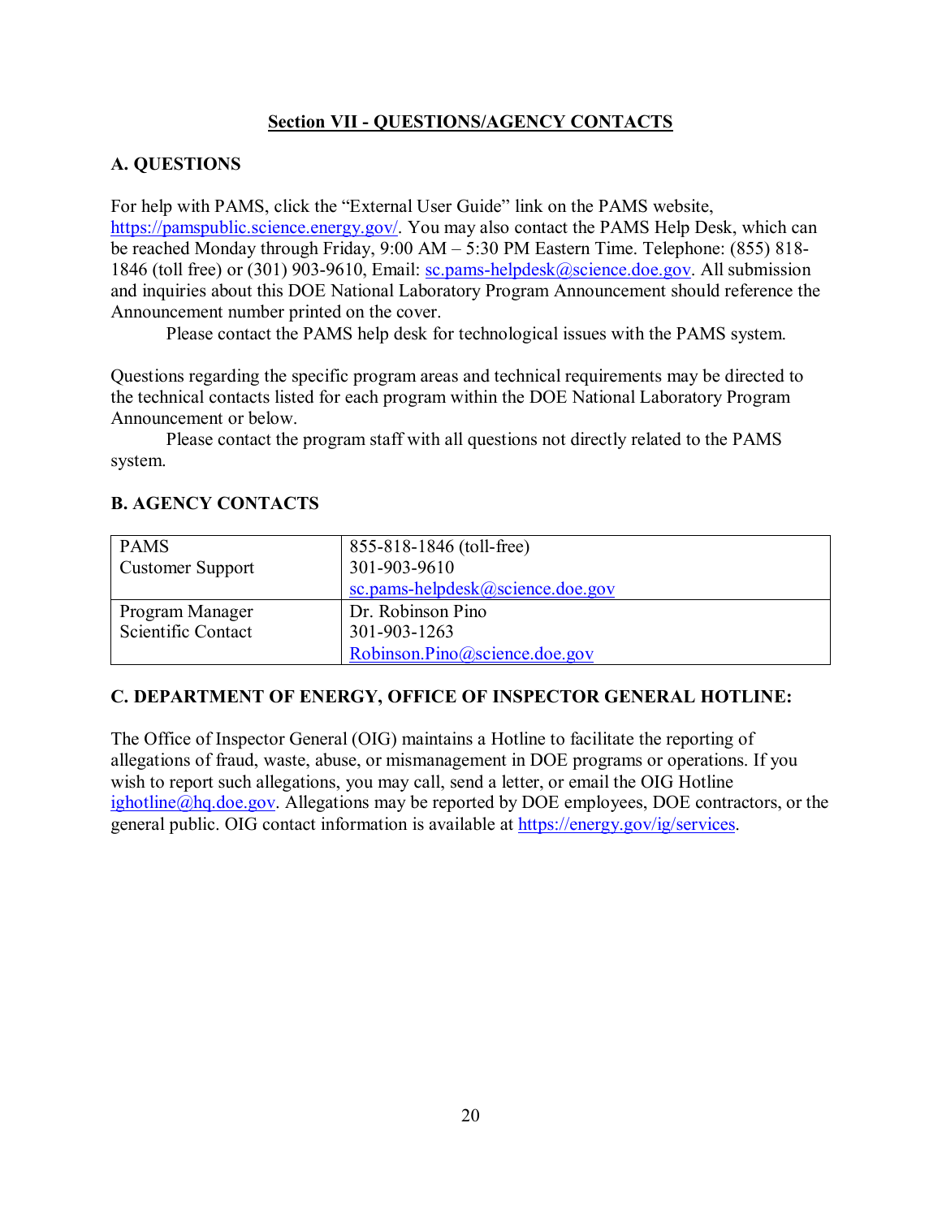## Section VII - QUESTIONS/AGENCY CONTACTS

### A. QUESTIONS

For help with PAMS, click the "External User Guide" link on the PAMS website, https://pamspublic.science.energy.gov/. You may also contact the PAMS Help Desk, which can be reached Monday through Friday, 9:00 AM – 5:30 PM Eastern Time. Telephone: (855) 818-1846 (toll free) or (301) 903-9610, Email: sc.pams-helpdesk@science.doe.gov. All submission and inquiries about this DOE National Laboratory Program Announcement should reference the Announcement number printed on the cover.

Please contact the PAMS help desk for technological issues with the PAMS system.

Questions regarding the specific program areas and technical requirements may be directed to the technical contacts listed for each program within the DOE National Laboratory Program Announcement or below.

Please contact the program staff with all questions not directly related to the PAMS system.

### B. AGENCY CONTACTS

| | |
|---|---|
| PAMS<br>Customer Support | 855-818-1846 (toll-free)<br>301-903-9610<br>sc.pams-helpdesk@science.doe.gov |
| Program Manager<br>Scientific Contact | Dr. Robinson Pino<br>301-903-1263<br>Robinson.Pino@science.doe.gov |

### C. DEPARTMENT OF ENERGY, OFFICE OF INSPECTOR GENERAL HOTLINE:

The Office of Inspector General (OIG) maintains a Hotline to facilitate the reporting of allegations of fraud, waste, abuse, or mismanagement in DOE programs or operations. If you wish to report such allegations, you may call, send a letter, or email the OIG Hotline ighotline@hq.doe.gov. Allegations may be reported by DOE employees, DOE contractors, or the general public. OIG contact information is available at https://energy.gov/ig/services.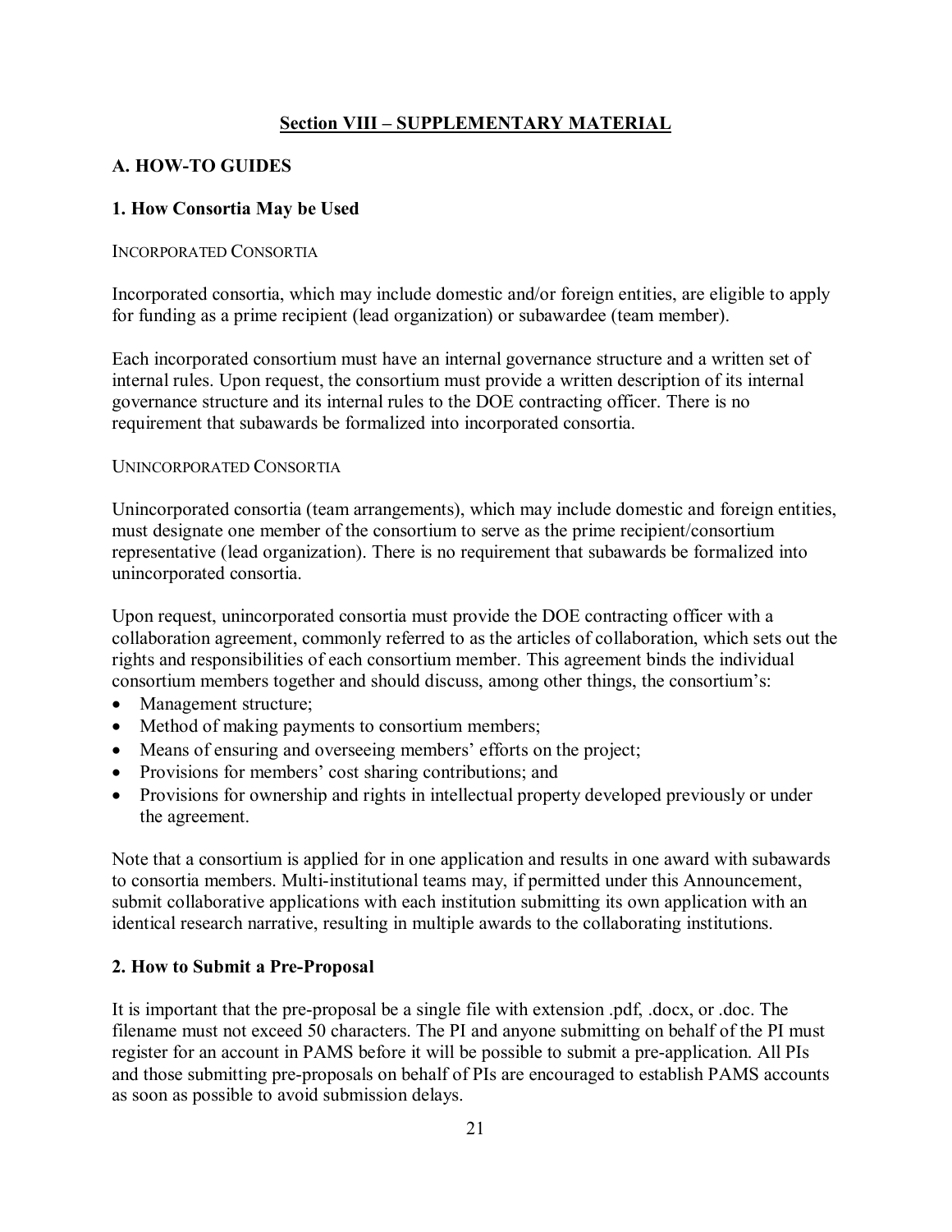## Section VIII – SUPPLEMENTARY MATERIAL

### A. HOW-TO GUIDES

### 1. How Consortia May be Used

INCORPORATED CONSORTIA

Incorporated consortia, which may include domestic and/or foreign entities, are eligible to apply for funding as a prime recipient (lead organization) or subawardee (team member).

Each incorporated consortium must have an internal governance structure and a written set of internal rules. Upon request, the consortium must provide a written description of its internal governance structure and its internal rules to the DOE contracting officer. There is no requirement that subawards be formalized into incorporated consortia.

UNINCORPORATED CONSORTIA

Unincorporated consortia (team arrangements), which may include domestic and foreign entities, must designate one member of the consortium to serve as the prime recipient/consortium representative (lead organization). There is no requirement that subawards be formalized into unincorporated consortia.

Upon request, unincorporated consortia must provide the DOE contracting officer with a collaboration agreement, commonly referred to as the articles of collaboration, which sets out the rights and responsibilities of each consortium member. This agreement binds the individual consortium members together and should discuss, among other things, the consortium's:

- Management structure;
- Method of making payments to consortium members;
- Means of ensuring and overseeing members' efforts on the project;
- Provisions for members' cost sharing contributions; and
- Provisions for ownership and rights in intellectual property developed previously or under the agreement.

Note that a consortium is applied for in one application and results in one award with subawards to consortia members. Multi-institutional teams may, if permitted under this Announcement, submit collaborative applications with each institution submitting its own application with an identical research narrative, resulting in multiple awards to the collaborating institutions.

### 2. How to Submit a Pre-Proposal

It is important that the pre-proposal be a single file with extension .pdf, .docx, or .doc. The filename must not exceed 50 characters. The PI and anyone submitting on behalf of the PI must register for an account in PAMS before it will be possible to submit a pre-application. All PIs and those submitting pre-proposals on behalf of PIs are encouraged to establish PAMS accounts as soon as possible to avoid submission delays.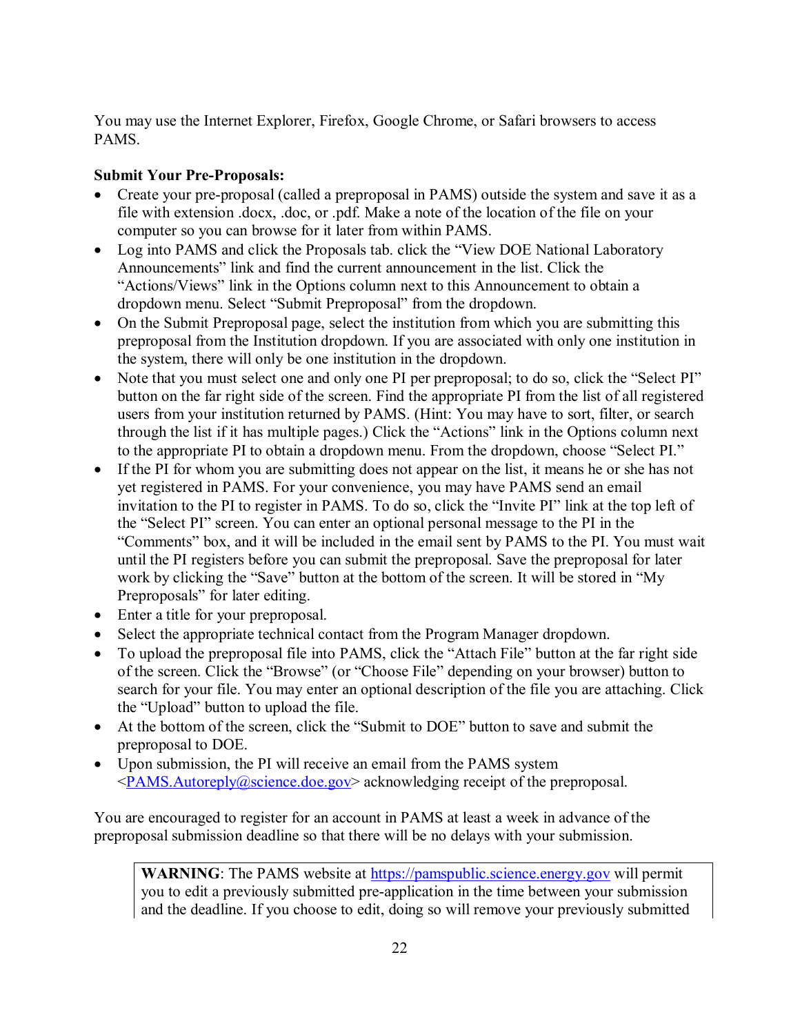You may use the Internet Explorer, Firefox, Google Chrome, or Safari browsers to access PAMS.

**Submit Your Pre-Proposals:**

- Create your pre-proposal (called a preproposal in PAMS) outside the system and save it as a file with extension .docx, .doc, or .pdf. Make a note of the location of the file on your computer so you can browse for it later from within PAMS.
- Log into PAMS and click the Proposals tab. click the "View DOE National Laboratory Announcements" link and find the current announcement in the list. Click the "Actions/Views" link in the Options column next to this Announcement to obtain a dropdown menu. Select "Submit Preproposal" from the dropdown.
- On the Submit Preproposal page, select the institution from which you are submitting this preproposal from the Institution dropdown. If you are associated with only one institution in the system, there will only be one institution in the dropdown.
- Note that you must select one and only one PI per preproposal; to do so, click the "Select PI" button on the far right side of the screen. Find the appropriate PI from the list of all registered users from your institution returned by PAMS. (Hint: You may have to sort, filter, or search through the list if it has multiple pages.) Click the "Actions" link in the Options column next to the appropriate PI to obtain a dropdown menu. From the dropdown, choose "Select PI."
- If the PI for whom you are submitting does not appear on the list, it means he or she has not yet registered in PAMS. For your convenience, you may have PAMS send an email invitation to the PI to register in PAMS. To do so, click the "Invite PI" link at the top left of the "Select PI" screen. You can enter an optional personal message to the PI in the "Comments" box, and it will be included in the email sent by PAMS to the PI. You must wait until the PI registers before you can submit the preproposal. Save the preproposal for later work by clicking the "Save" button at the bottom of the screen. It will be stored in "My Preproposals" for later editing.
- Enter a title for your preproposal.
- Select the appropriate technical contact from the Program Manager dropdown.
- To upload the preproposal file into PAMS, click the "Attach File" button at the far right side of the screen. Click the "Browse" (or "Choose File" depending on your browser) button to search for your file. You may enter an optional description of the file you are attaching. Click the "Upload" button to upload the file.
- At the bottom of the screen, click the "Submit to DOE" button to save and submit the preproposal to DOE.
- Upon submission, the PI will receive an email from the PAMS system <PAMS.Autoreply@science.doe.gov> acknowledging receipt of the preproposal.

You are encouraged to register for an account in PAMS at least a week in advance of the preproposal submission deadline so that there will be no delays with your submission.

**WARNING**: The PAMS website at https://pamspublic.science.energy.gov will permit you to edit a previously submitted pre-application in the time between your submission and the deadline. If you choose to edit, doing so will remove your previously submitted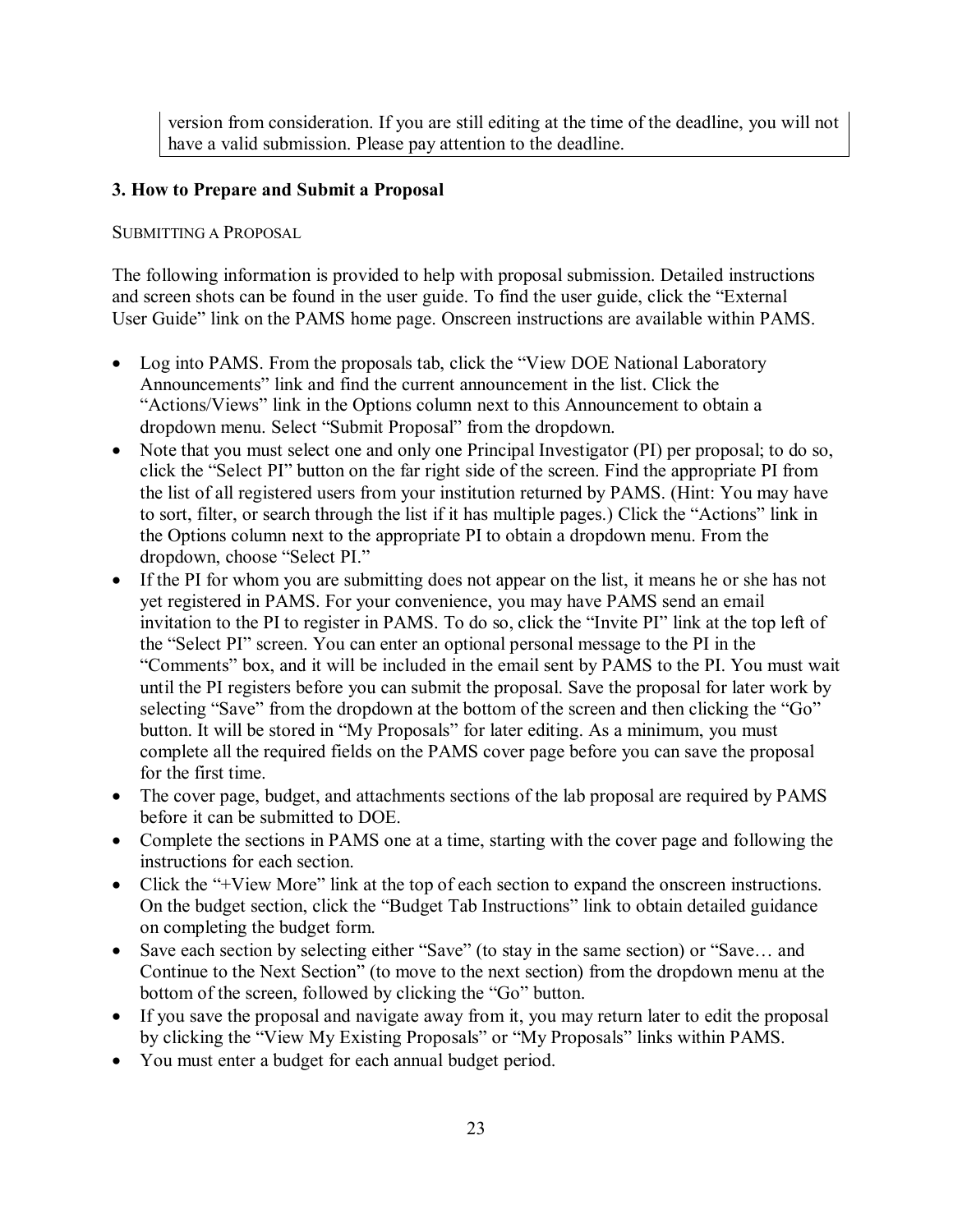version from consideration. If you are still editing at the time of the deadline, you will not have a valid submission. Please pay attention to the deadline.

### 3. How to Prepare and Submit a Proposal

SUBMITTING A PROPOSAL

The following information is provided to help with proposal submission. Detailed instructions and screen shots can be found in the user guide. To find the user guide, click the "External User Guide" link on the PAMS home page. Onscreen instructions are available within PAMS.

- Log into PAMS. From the proposals tab, click the "View DOE National Laboratory Announcements" link and find the current announcement in the list. Click the "Actions/Views" link in the Options column next to this Announcement to obtain a dropdown menu. Select "Submit Proposal" from the dropdown.
- Note that you must select one and only one Principal Investigator (PI) per proposal; to do so, click the "Select PI" button on the far right side of the screen. Find the appropriate PI from the list of all registered users from your institution returned by PAMS. (Hint: You may have to sort, filter, or search through the list if it has multiple pages.) Click the "Actions" link in the Options column next to the appropriate PI to obtain a dropdown menu. From the dropdown, choose "Select PI."
- If the PI for whom you are submitting does not appear on the list, it means he or she has not yet registered in PAMS. For your convenience, you may have PAMS send an email invitation to the PI to register in PAMS. To do so, click the "Invite PI" link at the top left of the "Select PI" screen. You can enter an optional personal message to the PI in the "Comments" box, and it will be included in the email sent by PAMS to the PI. You must wait until the PI registers before you can submit the proposal. Save the proposal for later work by selecting "Save" from the dropdown at the bottom of the screen and then clicking the "Go" button. It will be stored in "My Proposals" for later editing. As a minimum, you must complete all the required fields on the PAMS cover page before you can save the proposal for the first time.
- The cover page, budget, and attachments sections of the lab proposal are required by PAMS before it can be submitted to DOE.
- Complete the sections in PAMS one at a time, starting with the cover page and following the instructions for each section.
- Click the "+View More" link at the top of each section to expand the onscreen instructions. On the budget section, click the "Budget Tab Instructions" link to obtain detailed guidance on completing the budget form.
- Save each section by selecting either "Save" (to stay in the same section) or "Save… and Continue to the Next Section" (to move to the next section) from the dropdown menu at the bottom of the screen, followed by clicking the "Go" button.
- If you save the proposal and navigate away from it, you may return later to edit the proposal by clicking the "View My Existing Proposals" or "My Proposals" links within PAMS.
- You must enter a budget for each annual budget period.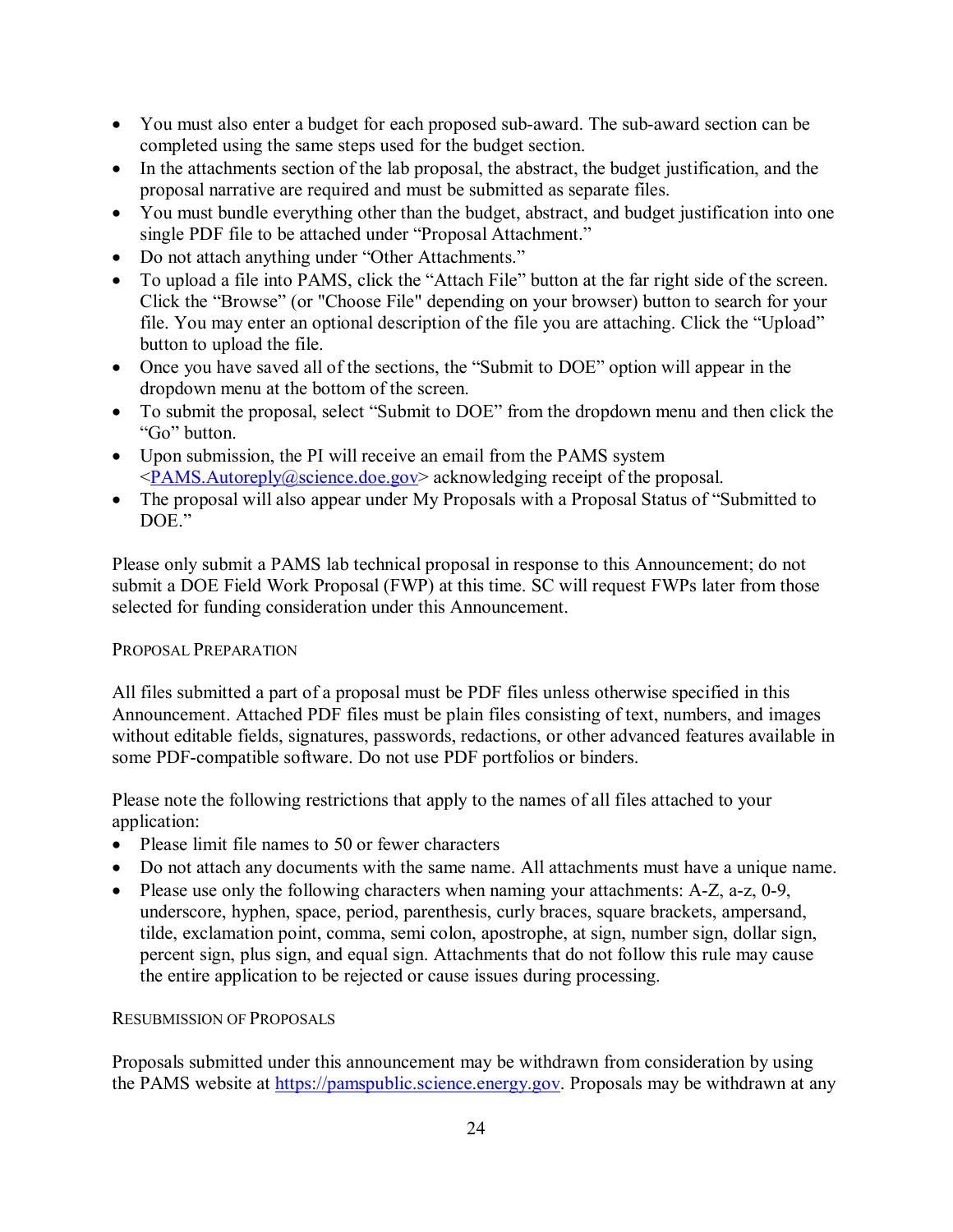- You must also enter a budget for each proposed sub-award. The sub-award section can be completed using the same steps used for the budget section.
- In the attachments section of the lab proposal, the abstract, the budget justification, and the proposal narrative are required and must be submitted as separate files.
- You must bundle everything other than the budget, abstract, and budget justification into one single PDF file to be attached under "Proposal Attachment."
- Do not attach anything under "Other Attachments."
- To upload a file into PAMS, click the "Attach File" button at the far right side of the screen. Click the "Browse" (or "Choose File" depending on your browser) button to search for your file. You may enter an optional description of the file you are attaching. Click the "Upload" button to upload the file.
- Once you have saved all of the sections, the "Submit to DOE" option will appear in the dropdown menu at the bottom of the screen.
- To submit the proposal, select "Submit to DOE" from the dropdown menu and then click the "Go" button.
- Upon submission, the PI will receive an email from the PAMS system <PAMS.Autoreply@science.doe.gov> acknowledging receipt of the proposal.
- The proposal will also appear under My Proposals with a Proposal Status of "Submitted to DOE."

Please only submit a PAMS lab technical proposal in response to this Announcement; do not submit a DOE Field Work Proposal (FWP) at this time. SC will request FWPs later from those selected for funding consideration under this Announcement.

PROPOSAL PREPARATION

All files submitted a part of a proposal must be PDF files unless otherwise specified in this Announcement. Attached PDF files must be plain files consisting of text, numbers, and images without editable fields, signatures, passwords, redactions, or other advanced features available in some PDF-compatible software. Do not use PDF portfolios or binders.

Please note the following restrictions that apply to the names of all files attached to your application:

- Please limit file names to 50 or fewer characters
- Do not attach any documents with the same name. All attachments must have a unique name.
- Please use only the following characters when naming your attachments: A-Z, a-z, 0-9, underscore, hyphen, space, period, parenthesis, curly braces, square brackets, ampersand, tilde, exclamation point, comma, semi colon, apostrophe, at sign, number sign, dollar sign, percent sign, plus sign, and equal sign. Attachments that do not follow this rule may cause the entire application to be rejected or cause issues during processing.

RESUBMISSION OF PROPOSALS

Proposals submitted under this announcement may be withdrawn from consideration by using the PAMS website at https://pamspublic.science.energy.gov. Proposals may be withdrawn at any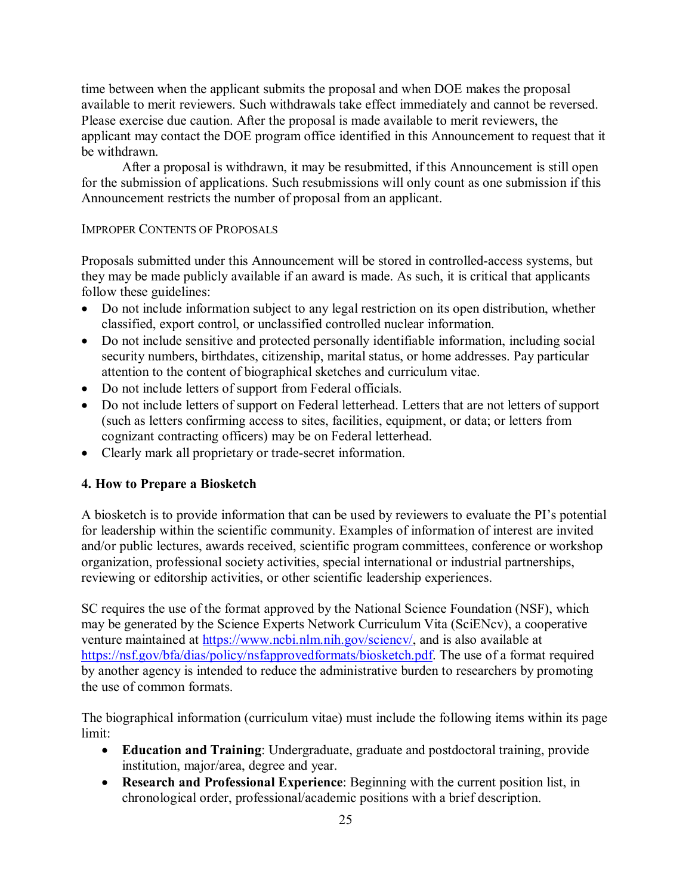time between when the applicant submits the proposal and when DOE makes the proposal available to merit reviewers. Such withdrawals take effect immediately and cannot be reversed. Please exercise due caution. After the proposal is made available to merit reviewers, the applicant may contact the DOE program office identified in this Announcement to request that it be withdrawn.

After a proposal is withdrawn, it may be resubmitted, if this Announcement is still open for the submission of applications. Such resubmissions will only count as one submission if this Announcement restricts the number of proposal from an applicant.

IMPROPER CONTENTS OF PROPOSALS

Proposals submitted under this Announcement will be stored in controlled-access systems, but they may be made publicly available if an award is made. As such, it is critical that applicants follow these guidelines:

- Do not include information subject to any legal restriction on its open distribution, whether classified, export control, or unclassified controlled nuclear information.
- Do not include sensitive and protected personally identifiable information, including social security numbers, birthdates, citizenship, marital status, or home addresses. Pay particular attention to the content of biographical sketches and curriculum vitae.
- Do not include letters of support from Federal officials.
- Do not include letters of support on Federal letterhead. Letters that are not letters of support (such as letters confirming access to sites, facilities, equipment, or data; or letters from cognizant contracting officers) may be on Federal letterhead.
- Clearly mark all proprietary or trade-secret information.

### 4. How to Prepare a Biosketch

A biosketch is to provide information that can be used by reviewers to evaluate the PI's potential for leadership within the scientific community. Examples of information of interest are invited and/or public lectures, awards received, scientific program committees, conference or workshop organization, professional society activities, special international or industrial partnerships, reviewing or editorship activities, or other scientific leadership experiences.

SC requires the use of the format approved by the National Science Foundation (NSF), which may be generated by the Science Experts Network Curriculum Vita (SciENcv), a cooperative venture maintained at https://www.ncbi.nlm.nih.gov/sciencv/, and is also available at https://nsf.gov/bfa/dias/policy/nsfapprovedformats/biosketch.pdf. The use of a format required by another agency is intended to reduce the administrative burden to researchers by promoting the use of common formats.

The biographical information (curriculum vitae) must include the following items within its page limit:

- **Education and Training**: Undergraduate, graduate and postdoctoral training, provide institution, major/area, degree and year.
- **Research and Professional Experience**: Beginning with the current position list, in chronological order, professional/academic positions with a brief description.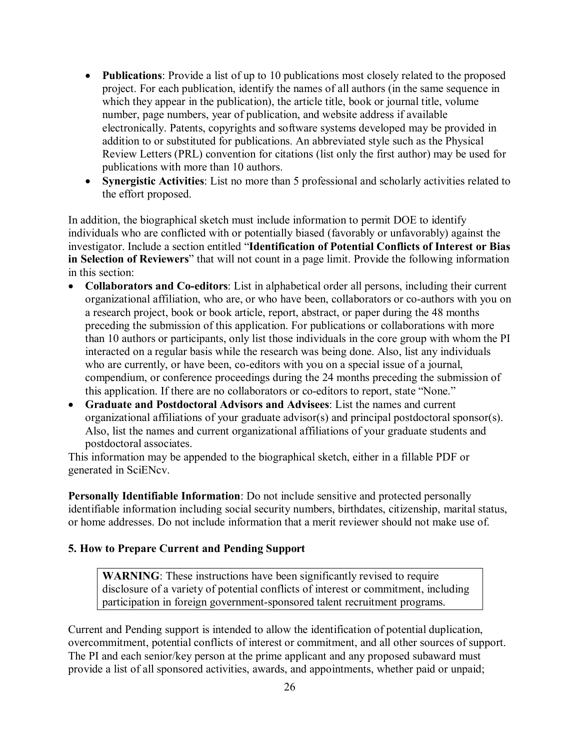- **Publications**: Provide a list of up to 10 publications most closely related to the proposed project. For each publication, identify the names of all authors (in the same sequence in which they appear in the publication), the article title, book or journal title, volume number, page numbers, year of publication, and website address if available electronically. Patents, copyrights and software systems developed may be provided in addition to or substituted for publications. An abbreviated style such as the Physical Review Letters (PRL) convention for citations (list only the first author) may be used for publications with more than 10 authors.
- **Synergistic Activities**: List no more than 5 professional and scholarly activities related to the effort proposed.

In addition, the biographical sketch must include information to permit DOE to identify individuals who are conflicted with or potentially biased (favorably or unfavorably) against the investigator. Include a section entitled "**Identification of Potential Conflicts of Interest or Bias in Selection of Reviewers**" that will not count in a page limit. Provide the following information in this section:

- **Collaborators and Co-editors**: List in alphabetical order all persons, including their current organizational affiliation, who are, or who have been, collaborators or co-authors with you on a research project, book or book article, report, abstract, or paper during the 48 months preceding the submission of this application. For publications or collaborations with more than 10 authors or participants, only list those individuals in the core group with whom the PI interacted on a regular basis while the research was being done. Also, list any individuals who are currently, or have been, co-editors with you on a special issue of a journal, compendium, or conference proceedings during the 24 months preceding the submission of this application. If there are no collaborators or co-editors to report, state "None."
- **Graduate and Postdoctoral Advisors and Advisees**: List the names and current organizational affiliations of your graduate advisor(s) and principal postdoctoral sponsor(s). Also, list the names and current organizational affiliations of your graduate students and postdoctoral associates.

This information may be appended to the biographical sketch, either in a fillable PDF or generated in SciENcv.

**Personally Identifiable Information**: Do not include sensitive and protected personally identifiable information including social security numbers, birthdates, citizenship, marital status, or home addresses. Do not include information that a merit reviewer should not make use of.

### 5. How to Prepare Current and Pending Support

> **WARNING**: These instructions have been significantly revised to require disclosure of a variety of potential conflicts of interest or commitment, including participation in foreign government-sponsored talent recruitment programs.

Current and Pending support is intended to allow the identification of potential duplication, overcommitment, potential conflicts of interest or commitment, and all other sources of support. The PI and each senior/key person at the prime applicant and any proposed subaward must provide a list of all sponsored activities, awards, and appointments, whether paid or unpaid;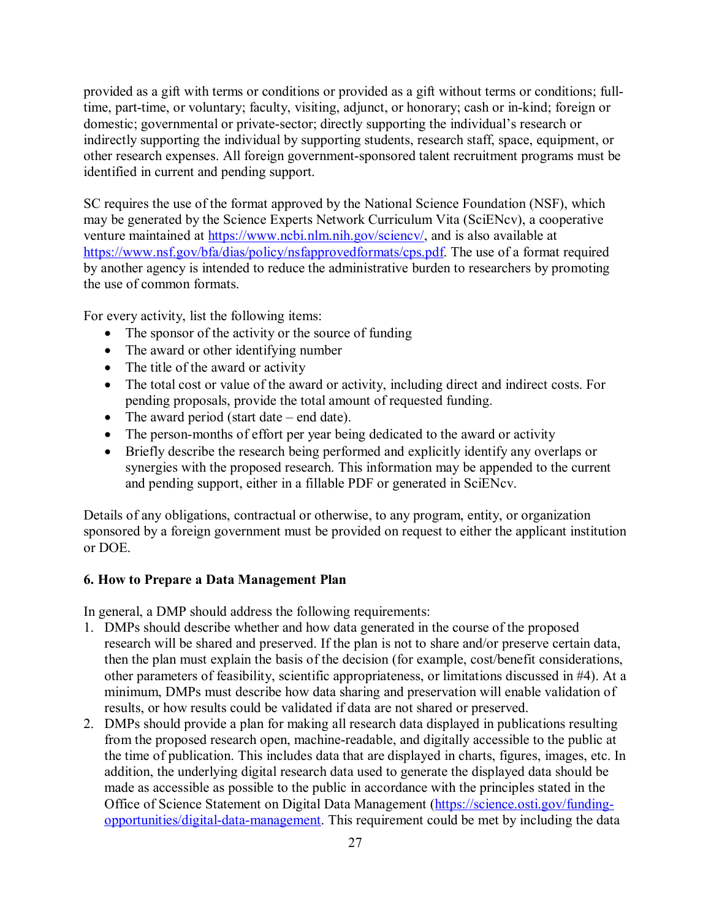provided as a gift with terms or conditions or provided as a gift without terms or conditions; full-time, part-time, or voluntary; faculty, visiting, adjunct, or honorary; cash or in-kind; foreign or domestic; governmental or private-sector; directly supporting the individual's research or indirectly supporting the individual by supporting students, research staff, space, equipment, or other research expenses. All foreign government-sponsored talent recruitment programs must be identified in current and pending support.

SC requires the use of the format approved by the National Science Foundation (NSF), which may be generated by the Science Experts Network Curriculum Vita (SciENcv), a cooperative venture maintained at [https://www.ncbi.nlm.nih.gov/sciencv/](https://www.ncbi.nlm.nih.gov/sciencv/), and is also available at [https://www.nsf.gov/bfa/dias/policy/nsfapprovedformats/cps.pdf](https://www.nsf.gov/bfa/dias/policy/nsfapprovedformats/cps.pdf). The use of a format required by another agency is intended to reduce the administrative burden to researchers by promoting the use of common formats.

For every activity, list the following items:

- The sponsor of the activity or the source of funding
- The award or other identifying number
- The title of the award or activity
- The total cost or value of the award or activity, including direct and indirect costs. For pending proposals, provide the total amount of requested funding.
- The award period (start date – end date).
- The person-months of effort per year being dedicated to the award or activity
- Briefly describe the research being performed and explicitly identify any overlaps or synergies with the proposed research. This information may be appended to the current and pending support, either in a fillable PDF or generated in SciENcv.

Details of any obligations, contractual or otherwise, to any program, entity, or organization sponsored by a foreign government must be provided on request to either the applicant institution or DOE.

### 6. How to Prepare a Data Management Plan

In general, a DMP should address the following requirements:

1. DMPs should describe whether and how data generated in the course of the proposed research will be shared and preserved. If the plan is not to share and/or preserve certain data, then the plan must explain the basis of the decision (for example, cost/benefit considerations, other parameters of feasibility, scientific appropriateness, or limitations discussed in #4). At a minimum, DMPs must describe how data sharing and preservation will enable validation of results, or how results could be validated if data are not shared or preserved.
2. DMPs should provide a plan for making all research data displayed in publications resulting from the proposed research open, machine-readable, and digitally accessible to the public at the time of publication. This includes data that are displayed in charts, figures, images, etc. In addition, the underlying digital research data used to generate the displayed data should be made as accessible as possible to the public in accordance with the principles stated in the Office of Science Statement on Digital Data Management ([https://science.osti.gov/funding-opportunities/digital-data-management](https://science.osti.gov/funding-opportunities/digital-data-management)). This requirement could be met by including the data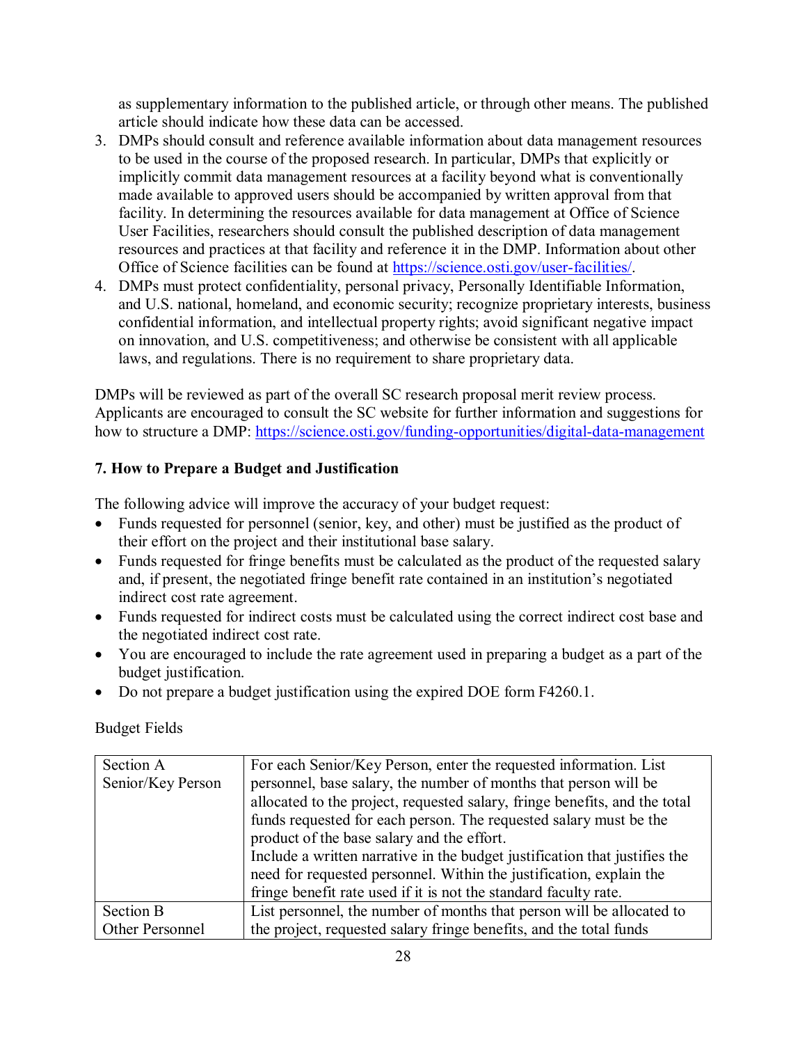as supplementary information to the published article, or through other means. The published article should indicate how these data can be accessed.

3. DMPs should consult and reference available information about data management resources to be used in the course of the proposed research. In particular, DMPs that explicitly or implicitly commit data management resources at a facility beyond what is conventionally made available to approved users should be accompanied by written approval from that facility. In determining the resources available for data management at Office of Science User Facilities, researchers should consult the published description of data management resources and practices at that facility and reference it in the DMP. Information about other Office of Science facilities can be found at https://science.osti.gov/user-facilities/.
4. DMPs must protect confidentiality, personal privacy, Personally Identifiable Information, and U.S. national, homeland, and economic security; recognize proprietary interests, business confidential information, and intellectual property rights; avoid significant negative impact on innovation, and U.S. competitiveness; and otherwise be consistent with all applicable laws, and regulations. There is no requirement to share proprietary data.

DMPs will be reviewed as part of the overall SC research proposal merit review process. Applicants are encouraged to consult the SC website for further information and suggestions for how to structure a DMP: https://science.osti.gov/funding-opportunities/digital-data-management

### 7. How to Prepare a Budget and Justification

The following advice will improve the accuracy of your budget request:

- Funds requested for personnel (senior, key, and other) must be justified as the product of their effort on the project and their institutional base salary.
- Funds requested for fringe benefits must be calculated as the product of the requested salary and, if present, the negotiated fringe benefit rate contained in an institution's negotiated indirect cost rate agreement.
- Funds requested for indirect costs must be calculated using the correct indirect cost base and the negotiated indirect cost rate.
- You are encouraged to include the rate agreement used in preparing a budget as a part of the budget justification.
- Do not prepare a budget justification using the expired DOE form F4260.1.

Budget Fields

| | |
|---|---|
| Section A<br>Senior/Key Person | For each Senior/Key Person, enter the requested information. List personnel, base salary, the number of months that person will be allocated to the project, requested salary, fringe benefits, and the total funds requested for each person. The requested salary must be the product of the base salary and the effort.<br>Include a written narrative in the budget justification that justifies the need for requested personnel. Within the justification, explain the fringe benefit rate used if it is not the standard faculty rate. |
| Section B<br>Other Personnel | List personnel, the number of months that person will be allocated to the project, requested salary fringe benefits, and the total funds |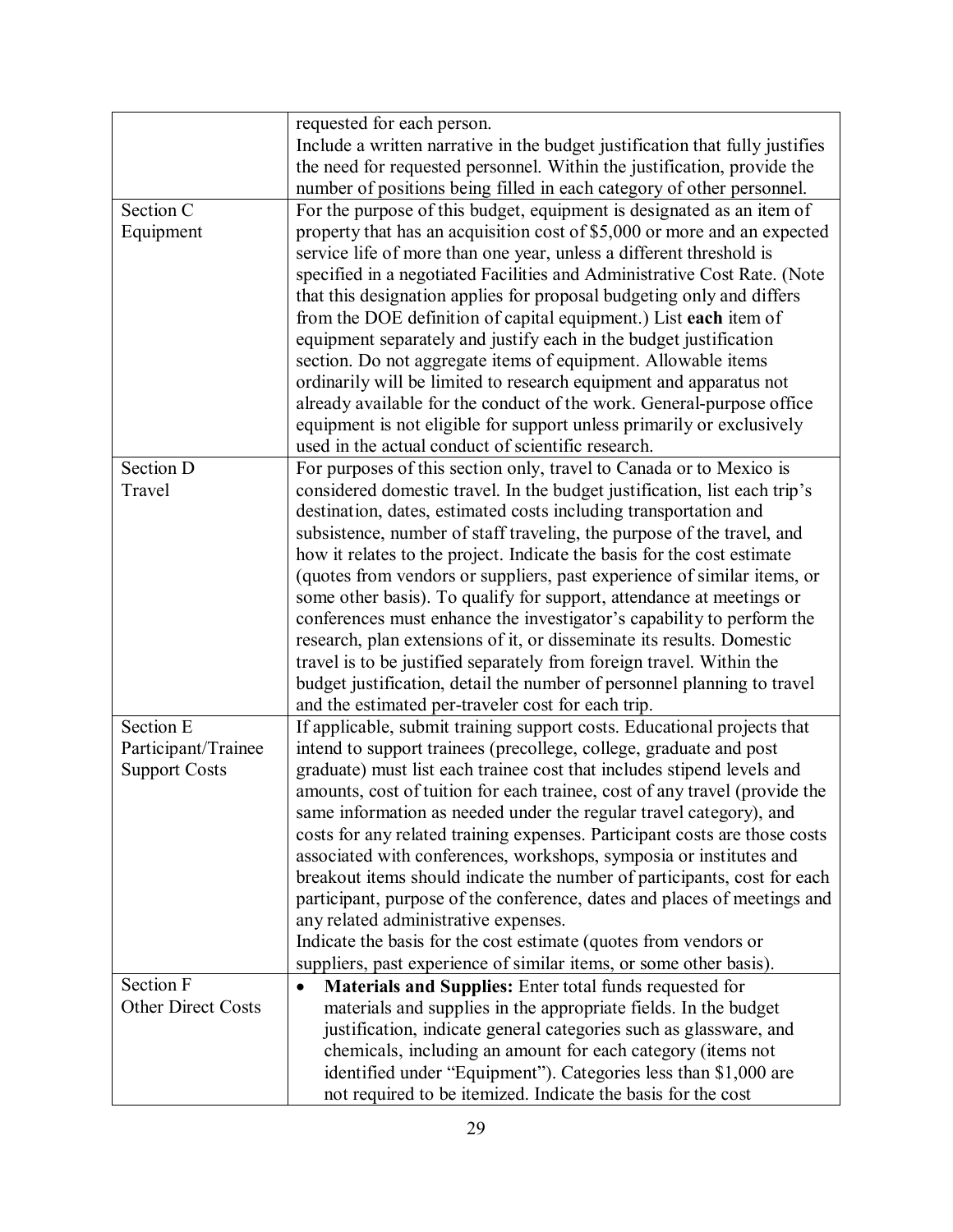| | |
|---|---|
| | requested for each person.<br>Include a written narrative in the budget justification that fully justifies the need for requested personnel. Within the justification, provide the number of positions being filled in each category of other personnel. |
| Section C<br>Equipment | For the purpose of this budget, equipment is designated as an item of property that has an acquisition cost of $5,000 or more and an expected service life of more than one year, unless a different threshold is specified in a negotiated Facilities and Administrative Cost Rate. (Note that this designation applies for proposal budgeting only and differs from the DOE definition of capital equipment.) List **each** item of equipment separately and justify each in the budget justification section. Do not aggregate items of equipment. Allowable items ordinarily will be limited to research equipment and apparatus not already available for the conduct of the work. General-purpose office equipment is not eligible for support unless primarily or exclusively used in the actual conduct of scientific research. |
| Section D<br>Travel | For purposes of this section only, travel to Canada or to Mexico is considered domestic travel. In the budget justification, list each trip's destination, dates, estimated costs including transportation and subsistence, number of staff traveling, the purpose of the travel, and how it relates to the project. Indicate the basis for the cost estimate (quotes from vendors or suppliers, past experience of similar items, or some other basis). To qualify for support, attendance at meetings or conferences must enhance the investigator's capability to perform the research, plan extensions of it, or disseminate its results. Domestic travel is to be justified separately from foreign travel. Within the budget justification, detail the number of personnel planning to travel and the estimated per-traveler cost for each trip. |
| Section E<br>Participant/Trainee Support Costs | If applicable, submit training support costs. Educational projects that intend to support trainees (precollege, college, graduate and post graduate) must list each trainee cost that includes stipend levels and amounts, cost of tuition for each trainee, cost of any travel (provide the same information as needed under the regular travel category), and costs for any related training expenses. Participant costs are those costs associated with conferences, workshops, symposia or institutes and breakout items should indicate the number of participants, cost for each participant, purpose of the conference, dates and places of meetings and any related administrative expenses.<br>Indicate the basis for the cost estimate (quotes from vendors or suppliers, past experience of similar items, or some other basis). |
| Section F<br>Other Direct Costs | • **Materials and Supplies:** Enter total funds requested for materials and supplies in the appropriate fields. In the budget justification, indicate general categories such as glassware, and chemicals, including an amount for each category (items not identified under "Equipment"). Categories less than $1,000 are not required to be itemized. Indicate the basis for the cost |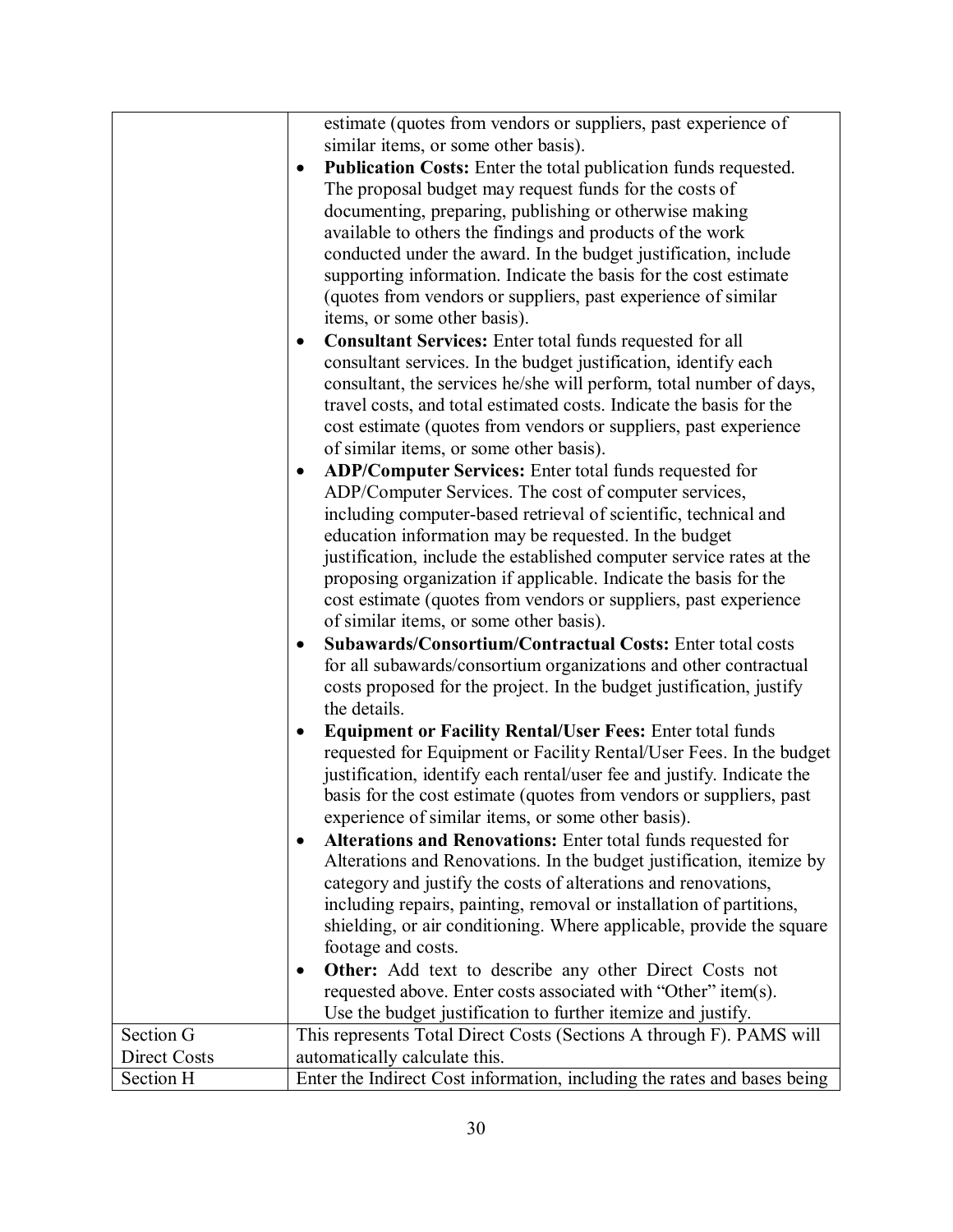| | |
|---|---|
| | estimate (quotes from vendors or suppliers, past experience of similar items, or some other basis).<br>• **Publication Costs:** Enter the total publication funds requested. The proposal budget may request funds for the costs of documenting, preparing, publishing or otherwise making available to others the findings and products of the work conducted under the award. In the budget justification, include supporting information. Indicate the basis for the cost estimate (quotes from vendors or suppliers, past experience of similar items, or some other basis).<br>• **Consultant Services:** Enter total funds requested for all consultant services. In the budget justification, identify each consultant, the services he/she will perform, total number of days, travel costs, and total estimated costs. Indicate the basis for the cost estimate (quotes from vendors or suppliers, past experience of similar items, or some other basis).<br>• **ADP/Computer Services:** Enter total funds requested for ADP/Computer Services. The cost of computer services, including computer-based retrieval of scientific, technical and education information may be requested. In the budget justification, include the established computer service rates at the proposing organization if applicable. Indicate the basis for the cost estimate (quotes from vendors or suppliers, past experience of similar items, or some other basis).<br>• **Subawards/Consortium/Contractual Costs:** Enter total costs for all subawards/consortium organizations and other contractual costs proposed for the project. In the budget justification, justify the details.<br>• **Equipment or Facility Rental/User Fees:** Enter total funds requested for Equipment or Facility Rental/User Fees. In the budget justification, identify each rental/user fee and justify. Indicate the basis for the cost estimate (quotes from vendors or suppliers, past experience of similar items, or some other basis).<br>• **Alterations and Renovations:** Enter total funds requested for Alterations and Renovations. In the budget justification, itemize by category and justify the costs of alterations and renovations, including repairs, painting, removal or installation of partitions, shielding, or air conditioning. Where applicable, provide the square footage and costs.<br>• **Other:** Add text to describe any other Direct Costs not requested above. Enter costs associated with "Other" item(s). Use the budget justification to further itemize and justify. |
| Section G Direct Costs | This represents Total Direct Costs (Sections A through F). PAMS will automatically calculate this. |
| Section H | Enter the Indirect Cost information, including the rates and bases being |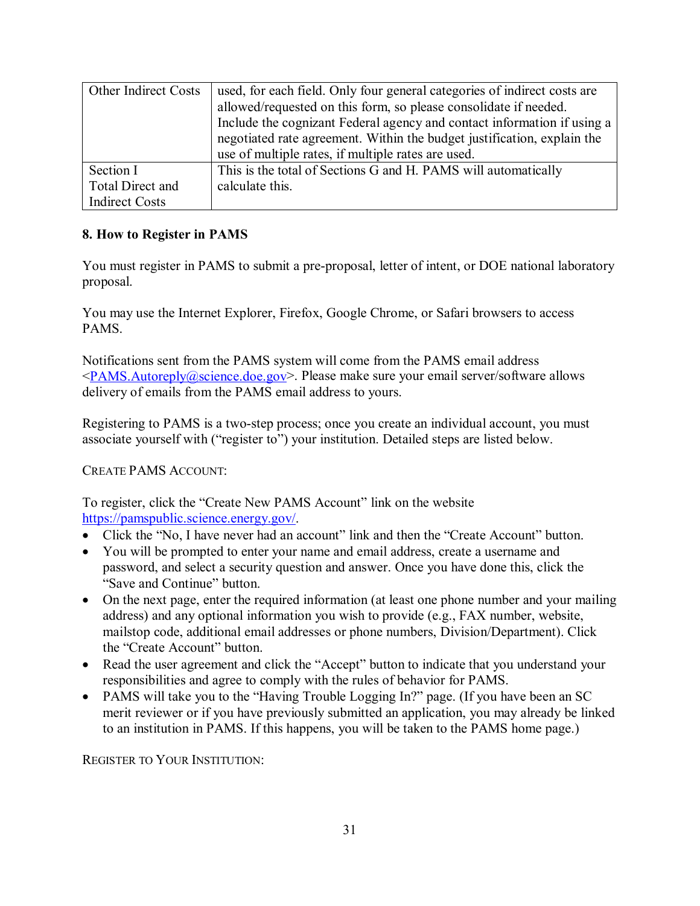| Other Indirect Costs | used, for each field. Only four general categories of indirect costs are allowed/requested on this form, so please consolidate if needed. Include the cognizant Federal agency and contact information if using a negotiated rate agreement. Within the budget justification, explain the use of multiple rates, if multiple rates are used. |
|---|---|
| Section I Total Direct and Indirect Costs | This is the total of Sections G and H. PAMS will automatically calculate this. |

**8. How to Register in PAMS**

You must register in PAMS to submit a pre-proposal, letter of intent, or DOE national laboratory proposal.

You may use the Internet Explorer, Firefox, Google Chrome, or Safari browsers to access PAMS.

Notifications sent from the PAMS system will come from the PAMS email address <PAMS.Autoreply@science.doe.gov>. Please make sure your email server/software allows delivery of emails from the PAMS email address to yours.

Registering to PAMS is a two-step process; once you create an individual account, you must associate yourself with ("register to") your institution. Detailed steps are listed below.

CREATE PAMS ACCOUNT:

To register, click the "Create New PAMS Account" link on the website https://pamspublic.science.energy.gov/.

- Click the "No, I have never had an account" link and then the "Create Account" button.
- You will be prompted to enter your name and email address, create a username and password, and select a security question and answer. Once you have done this, click the "Save and Continue" button.
- On the next page, enter the required information (at least one phone number and your mailing address) and any optional information you wish to provide (e.g., FAX number, website, mailstop code, additional email addresses or phone numbers, Division/Department). Click the "Create Account" button.
- Read the user agreement and click the "Accept" button to indicate that you understand your responsibilities and agree to comply with the rules of behavior for PAMS.
- PAMS will take you to the "Having Trouble Logging In?" page. (If you have been an SC merit reviewer or if you have previously submitted an application, you may already be linked to an institution in PAMS. If this happens, you will be taken to the PAMS home page.)

REGISTER TO YOUR INSTITUTION: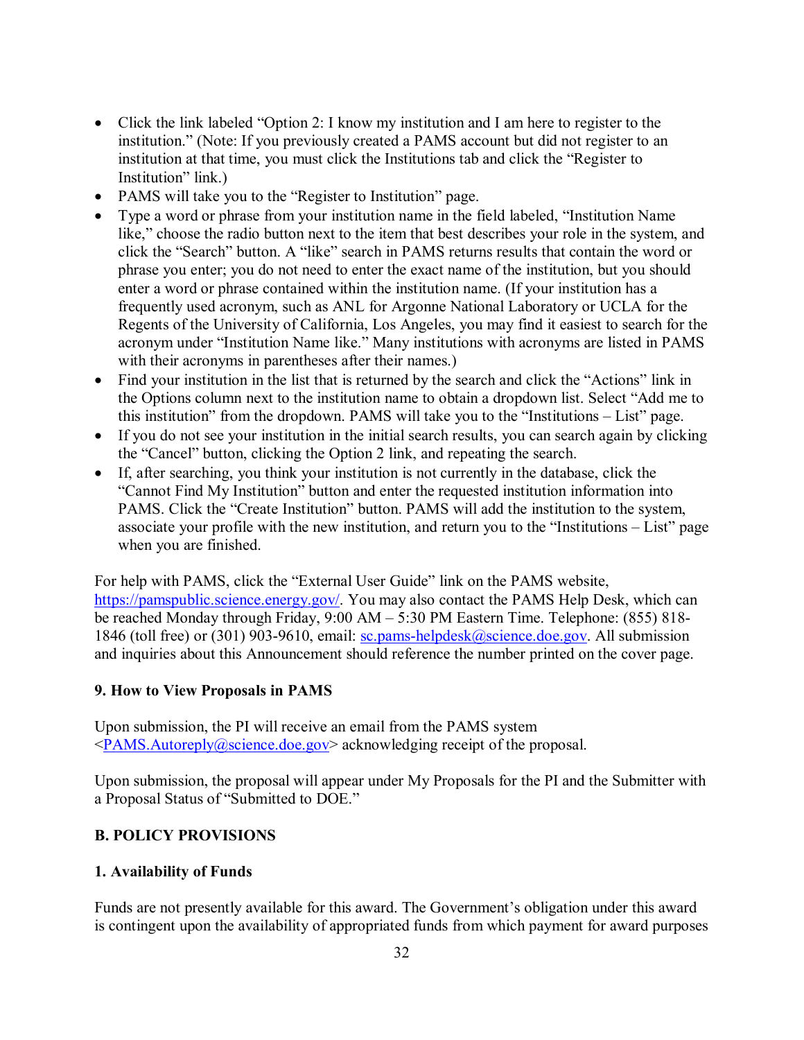- Click the link labeled "Option 2: I know my institution and I am here to register to the institution." (Note: If you previously created a PAMS account but did not register to an institution at that time, you must click the Institutions tab and click the "Register to Institution" link.)
- PAMS will take you to the "Register to Institution" page.
- Type a word or phrase from your institution name in the field labeled, "Institution Name like," choose the radio button next to the item that best describes your role in the system, and click the "Search" button. A "like" search in PAMS returns results that contain the word or phrase you enter; you do not need to enter the exact name of the institution, but you should enter a word or phrase contained within the institution name. (If your institution has a frequently used acronym, such as ANL for Argonne National Laboratory or UCLA for the Regents of the University of California, Los Angeles, you may find it easiest to search for the acronym under "Institution Name like." Many institutions with acronyms are listed in PAMS with their acronyms in parentheses after their names.)
- Find your institution in the list that is returned by the search and click the "Actions" link in the Options column next to the institution name to obtain a dropdown list. Select "Add me to this institution" from the dropdown. PAMS will take you to the "Institutions – List" page.
- If you do not see your institution in the initial search results, you can search again by clicking the "Cancel" button, clicking the Option 2 link, and repeating the search.
- If, after searching, you think your institution is not currently in the database, click the "Cannot Find My Institution" button and enter the requested institution information into PAMS. Click the "Create Institution" button. PAMS will add the institution to the system, associate your profile with the new institution, and return you to the "Institutions – List" page when you are finished.

For help with PAMS, click the "External User Guide" link on the PAMS website, https://pamspublic.science.energy.gov/. You may also contact the PAMS Help Desk, which can be reached Monday through Friday, 9:00 AM – 5:30 PM Eastern Time. Telephone: (855) 818-1846 (toll free) or (301) 903-9610, email: sc.pams-helpdesk@science.doe.gov. All submission and inquiries about this Announcement should reference the number printed on the cover page.

**9. How to View Proposals in PAMS**

Upon submission, the PI will receive an email from the PAMS system <PAMS.Autoreply@science.doe.gov> acknowledging receipt of the proposal.

Upon submission, the proposal will appear under My Proposals for the PI and the Submitter with a Proposal Status of "Submitted to DOE."

## B. POLICY PROVISIONS

**1. Availability of Funds**

Funds are not presently available for this award. The Government's obligation under this award is contingent upon the availability of appropriated funds from which payment for award purposes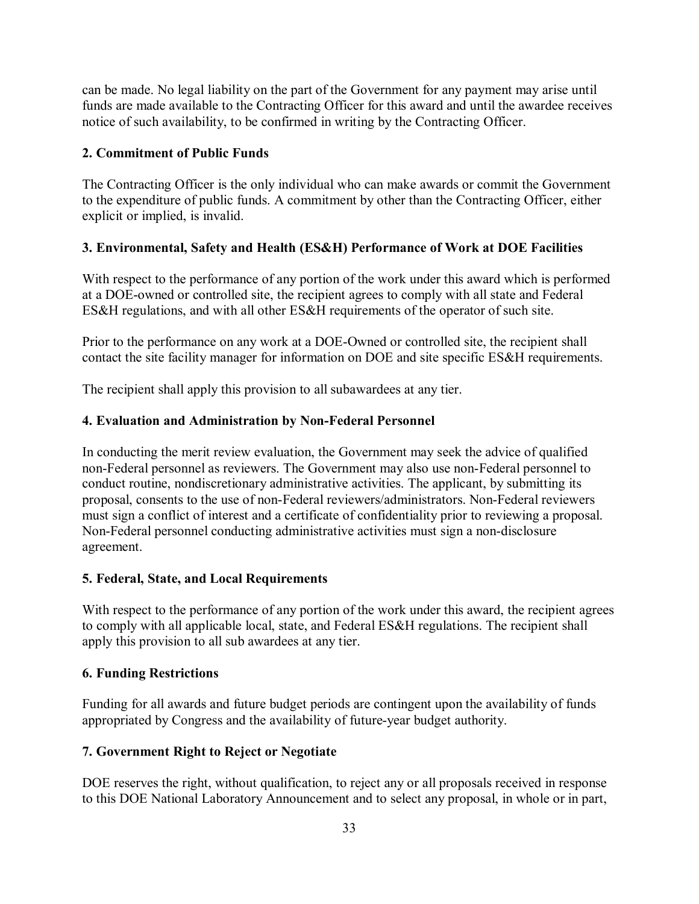can be made. No legal liability on the part of the Government for any payment may arise until funds are made available to the Contracting Officer for this award and until the awardee receives notice of such availability, to be confirmed in writing by the Contracting Officer.

**2. Commitment of Public Funds**

The Contracting Officer is the only individual who can make awards or commit the Government to the expenditure of public funds. A commitment by other than the Contracting Officer, either explicit or implied, is invalid.

**3. Environmental, Safety and Health (ES&H) Performance of Work at DOE Facilities**

With respect to the performance of any portion of the work under this award which is performed at a DOE-owned or controlled site, the recipient agrees to comply with all state and Federal ES&H regulations, and with all other ES&H requirements of the operator of such site.

Prior to the performance on any work at a DOE-Owned or controlled site, the recipient shall contact the site facility manager for information on DOE and site specific ES&H requirements.

The recipient shall apply this provision to all subawardees at any tier.

**4. Evaluation and Administration by Non-Federal Personnel**

In conducting the merit review evaluation, the Government may seek the advice of qualified non-Federal personnel as reviewers. The Government may also use non-Federal personnel to conduct routine, nondiscretionary administrative activities. The applicant, by submitting its proposal, consents to the use of non-Federal reviewers/administrators. Non-Federal reviewers must sign a conflict of interest and a certificate of confidentiality prior to reviewing a proposal. Non-Federal personnel conducting administrative activities must sign a non-disclosure agreement.

**5. Federal, State, and Local Requirements**

With respect to the performance of any portion of the work under this award, the recipient agrees to comply with all applicable local, state, and Federal ES&H regulations. The recipient shall apply this provision to all sub awardees at any tier.

**6. Funding Restrictions**

Funding for all awards and future budget periods are contingent upon the availability of funds appropriated by Congress and the availability of future-year budget authority.

**7. Government Right to Reject or Negotiate**

DOE reserves the right, without qualification, to reject any or all proposals received in response to this DOE National Laboratory Announcement and to select any proposal, in whole or in part,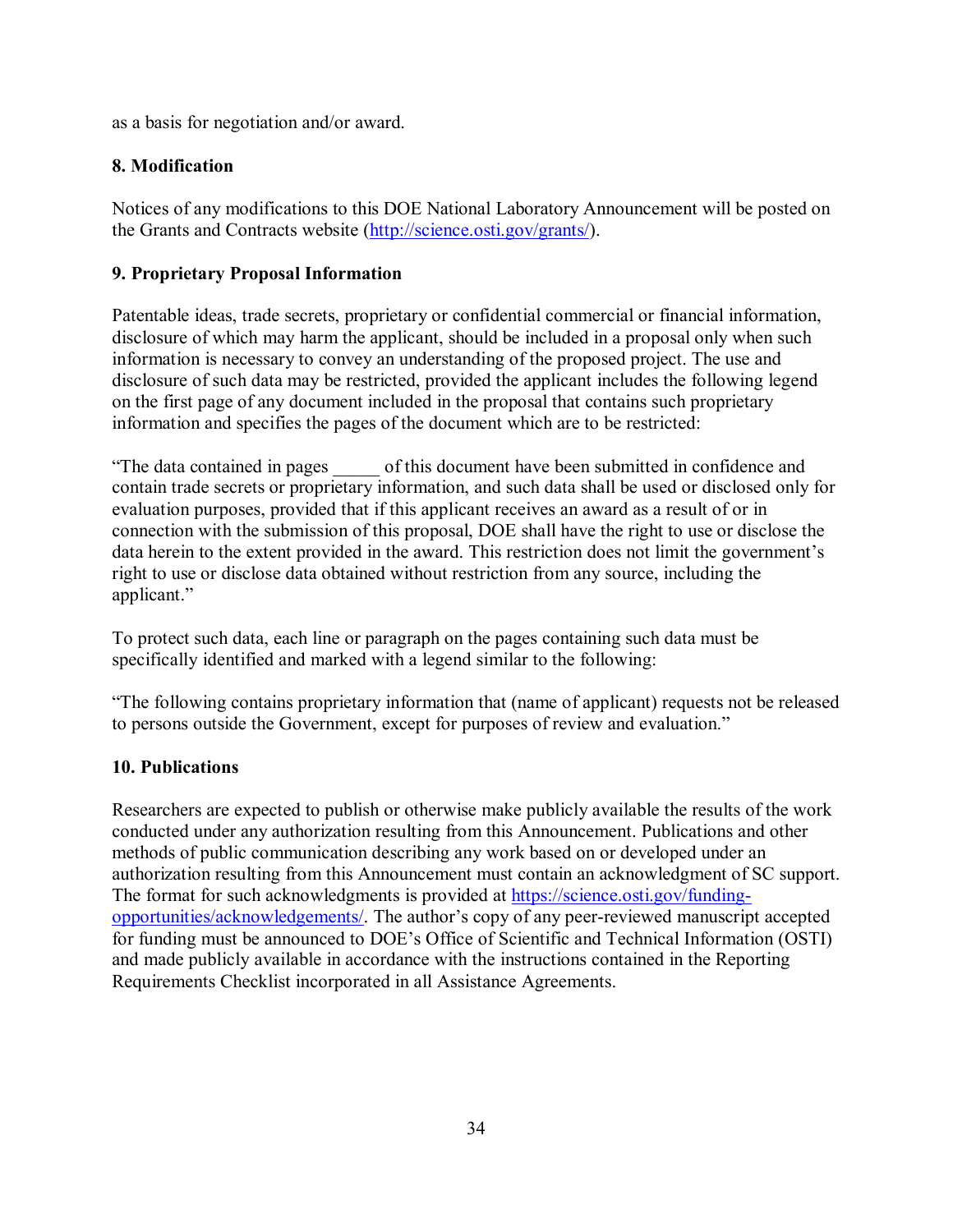as a basis for negotiation and/or award.

**8. Modification**

Notices of any modifications to this DOE National Laboratory Announcement will be posted on the Grants and Contracts website (http://science.osti.gov/grants/).

**9. Proprietary Proposal Information**

Patentable ideas, trade secrets, proprietary or confidential commercial or financial information, disclosure of which may harm the applicant, should be included in a proposal only when such information is necessary to convey an understanding of the proposed project. The use and disclosure of such data may be restricted, provided the applicant includes the following legend on the first page of any document included in the proposal that contains such proprietary information and specifies the pages of the document which are to be restricted:

"The data contained in pages _____ of this document have been submitted in confidence and contain trade secrets or proprietary information, and such data shall be used or disclosed only for evaluation purposes, provided that if this applicant receives an award as a result of or in connection with the submission of this proposal, DOE shall have the right to use or disclose the data herein to the extent provided in the award. This restriction does not limit the government's right to use or disclose data obtained without restriction from any source, including the applicant."

To protect such data, each line or paragraph on the pages containing such data must be specifically identified and marked with a legend similar to the following:

"The following contains proprietary information that (name of applicant) requests not be released to persons outside the Government, except for purposes of review and evaluation."

**10. Publications**

Researchers are expected to publish or otherwise make publicly available the results of the work conducted under any authorization resulting from this Announcement. Publications and other methods of public communication describing any work based on or developed under an authorization resulting from this Announcement must contain an acknowledgment of SC support. The format for such acknowledgments is provided at https://science.osti.gov/funding-opportunities/acknowledgements/. The author's copy of any peer-reviewed manuscript accepted for funding must be announced to DOE's Office of Scientific and Technical Information (OSTI) and made publicly available in accordance with the instructions contained in the Reporting Requirements Checklist incorporated in all Assistance Agreements.